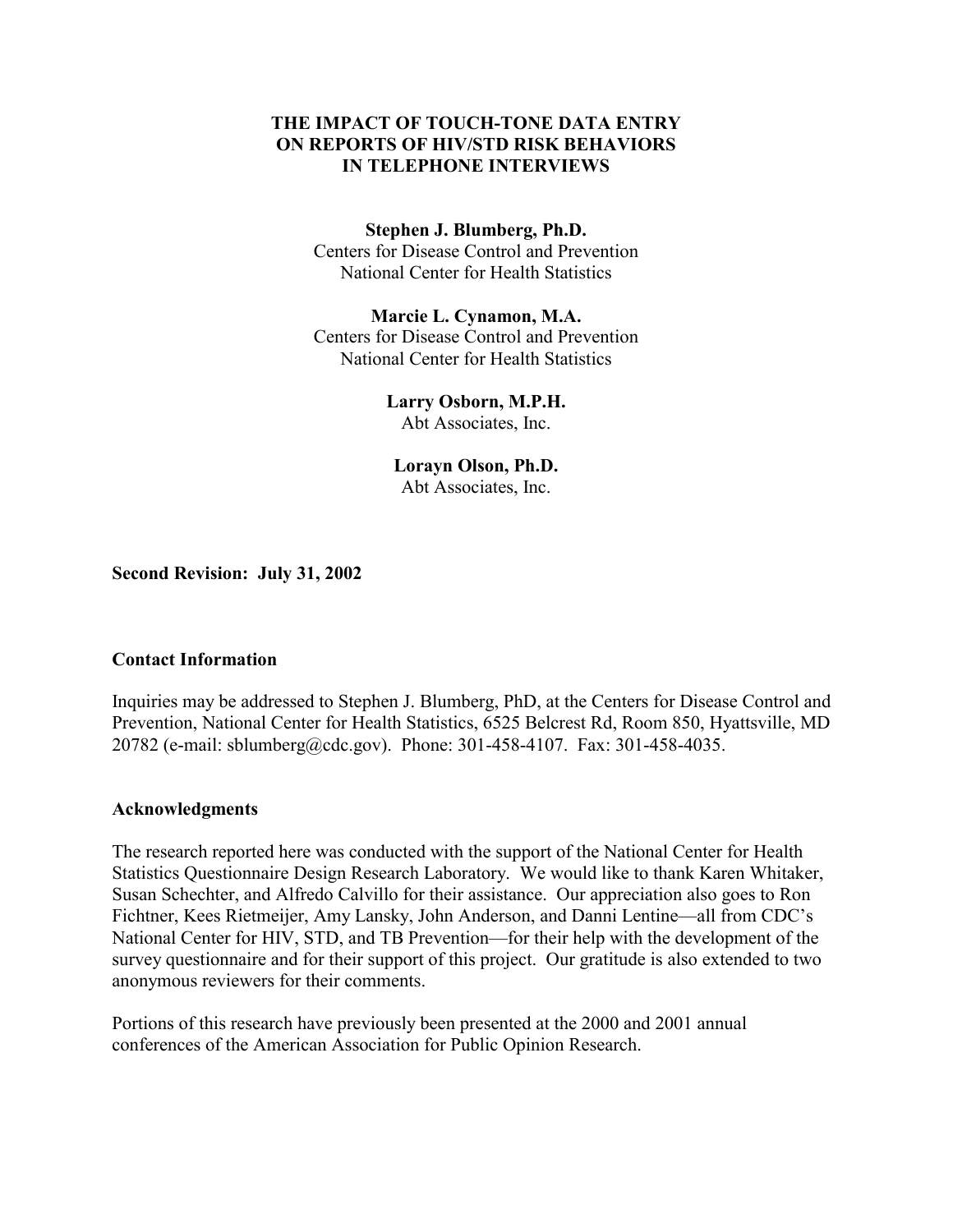# THE IMPACT OF TOUCH-TONE DATA ENTRY ON REPORTS OF HIV/STD RISK BEHAVIORS IN TELEPHONE INTERVIEWS

**Stephen J. Blumberg, Ph.D.**
Centers for Disease Control and Prevention
National Center for Health Statistics

**Marcie L. Cynamon, M.A.**
Centers for Disease Control and Prevention
National Center for Health Statistics

**Larry Osborn, M.P.H.**
Abt Associates, Inc.

**Lorayn Olson, Ph.D.**
Abt Associates, Inc.

**Second Revision: July 31, 2002**

**Contact Information**

Inquiries may be addressed to Stephen J. Blumberg, PhD, at the Centers for Disease Control and Prevention, National Center for Health Statistics, 6525 Belcrest Rd, Room 850, Hyattsville, MD 20782 (e-mail: sblumberg@cdc.gov). Phone: 301-458-4107. Fax: 301-458-4035.

**Acknowledgments**

The research reported here was conducted with the support of the National Center for Health Statistics Questionnaire Design Research Laboratory. We would like to thank Karen Whitaker, Susan Schechter, and Alfredo Calvillo for their assistance. Our appreciation also goes to Ron Fichtner, Kees Rietmeijer, Amy Lansky, John Anderson, and Danni Lentine—all from CDC's National Center for HIV, STD, and TB Prevention—for their help with the development of the survey questionnaire and for their support of this project. Our gratitude is also extended to two anonymous reviewers for their comments.

Portions of this research have previously been presented at the 2000 and 2001 annual conferences of the American Association for Public Opinion Research.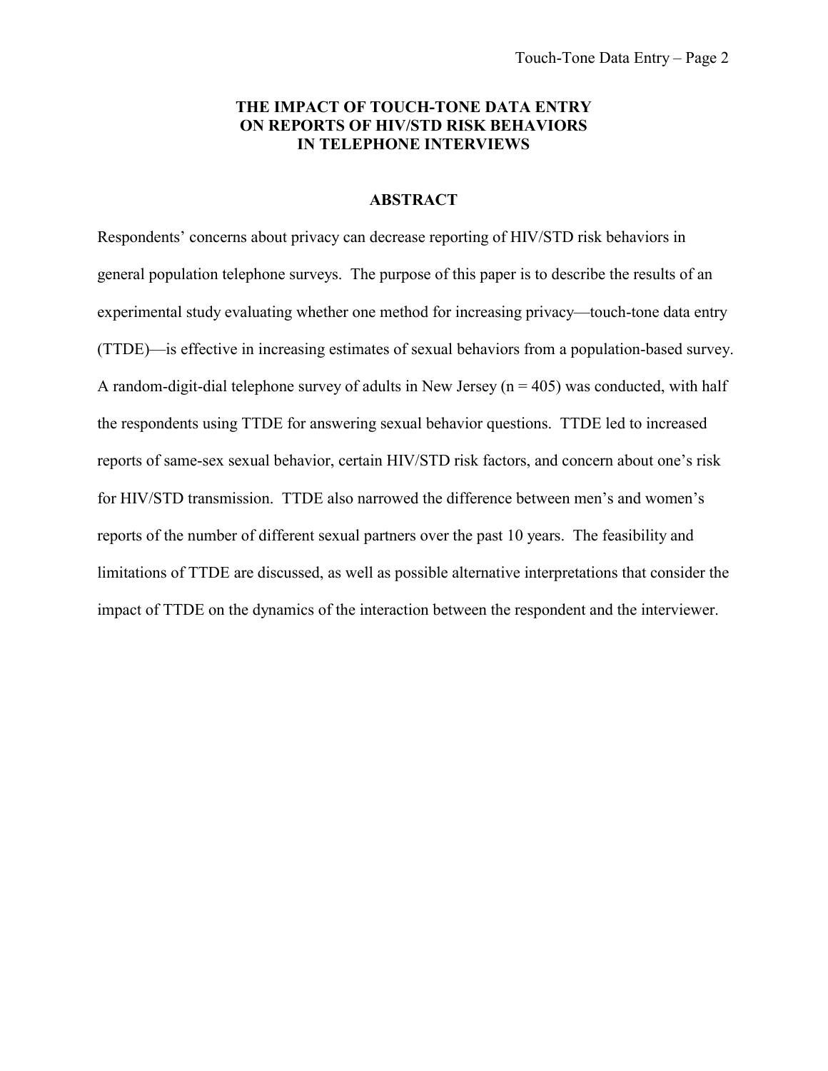# THE IMPACT OF TOUCH-TONE DATA ENTRY ON REPORTS OF HIV/STD RISK BEHAVIORS IN TELEPHONE INTERVIEWS

## ABSTRACT

Respondents' concerns about privacy can decrease reporting of HIV/STD risk behaviors in general population telephone surveys. The purpose of this paper is to describe the results of an experimental study evaluating whether one method for increasing privacy—touch-tone data entry (TTDE)—is effective in increasing estimates of sexual behaviors from a population-based survey. A random-digit-dial telephone survey of adults in New Jersey (n = 405) was conducted, with half the respondents using TTDE for answering sexual behavior questions. TTDE led to increased reports of same-sex sexual behavior, certain HIV/STD risk factors, and concern about one's risk for HIV/STD transmission. TTDE also narrowed the difference between men's and women's reports of the number of different sexual partners over the past 10 years. The feasibility and limitations of TTDE are discussed, as well as possible alternative interpretations that consider the impact of TTDE on the dynamics of the interaction between the respondent and the interviewer.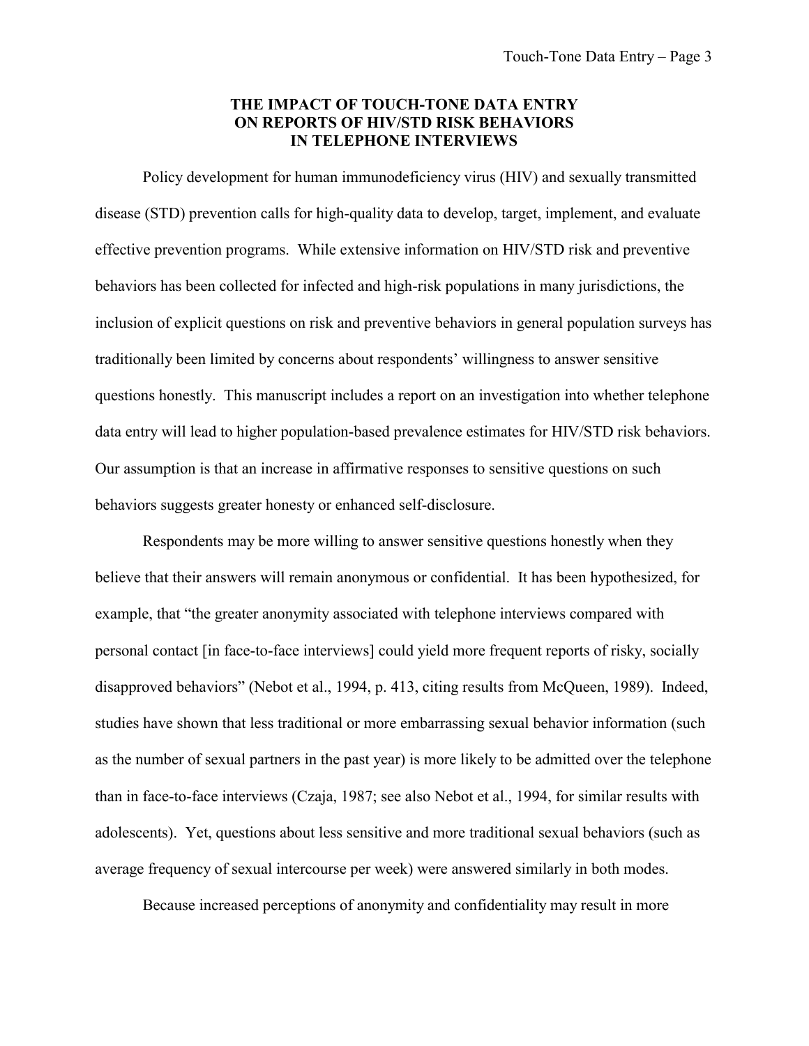# THE IMPACT OF TOUCH-TONE DATA ENTRY ON REPORTS OF HIV/STD RISK BEHAVIORS IN TELEPHONE INTERVIEWS

Policy development for human immunodeficiency virus (HIV) and sexually transmitted disease (STD) prevention calls for high-quality data to develop, target, implement, and evaluate effective prevention programs. While extensive information on HIV/STD risk and preventive behaviors has been collected for infected and high-risk populations in many jurisdictions, the inclusion of explicit questions on risk and preventive behaviors in general population surveys has traditionally been limited by concerns about respondents' willingness to answer sensitive questions honestly. This manuscript includes a report on an investigation into whether telephone data entry will lead to higher population-based prevalence estimates for HIV/STD risk behaviors. Our assumption is that an increase in affirmative responses to sensitive questions on such behaviors suggests greater honesty or enhanced self-disclosure.

Respondents may be more willing to answer sensitive questions honestly when they believe that their answers will remain anonymous or confidential. It has been hypothesized, for example, that "the greater anonymity associated with telephone interviews compared with personal contact [in face-to-face interviews] could yield more frequent reports of risky, socially disapproved behaviors" (Nebot et al., 1994, p. 413, citing results from McQueen, 1989). Indeed, studies have shown that less traditional or more embarrassing sexual behavior information (such as the number of sexual partners in the past year) is more likely to be admitted over the telephone than in face-to-face interviews (Czaja, 1987; see also Nebot et al., 1994, for similar results with adolescents). Yet, questions about less sensitive and more traditional sexual behaviors (such as average frequency of sexual intercourse per week) were answered similarly in both modes.

Because increased perceptions of anonymity and confidentiality may result in more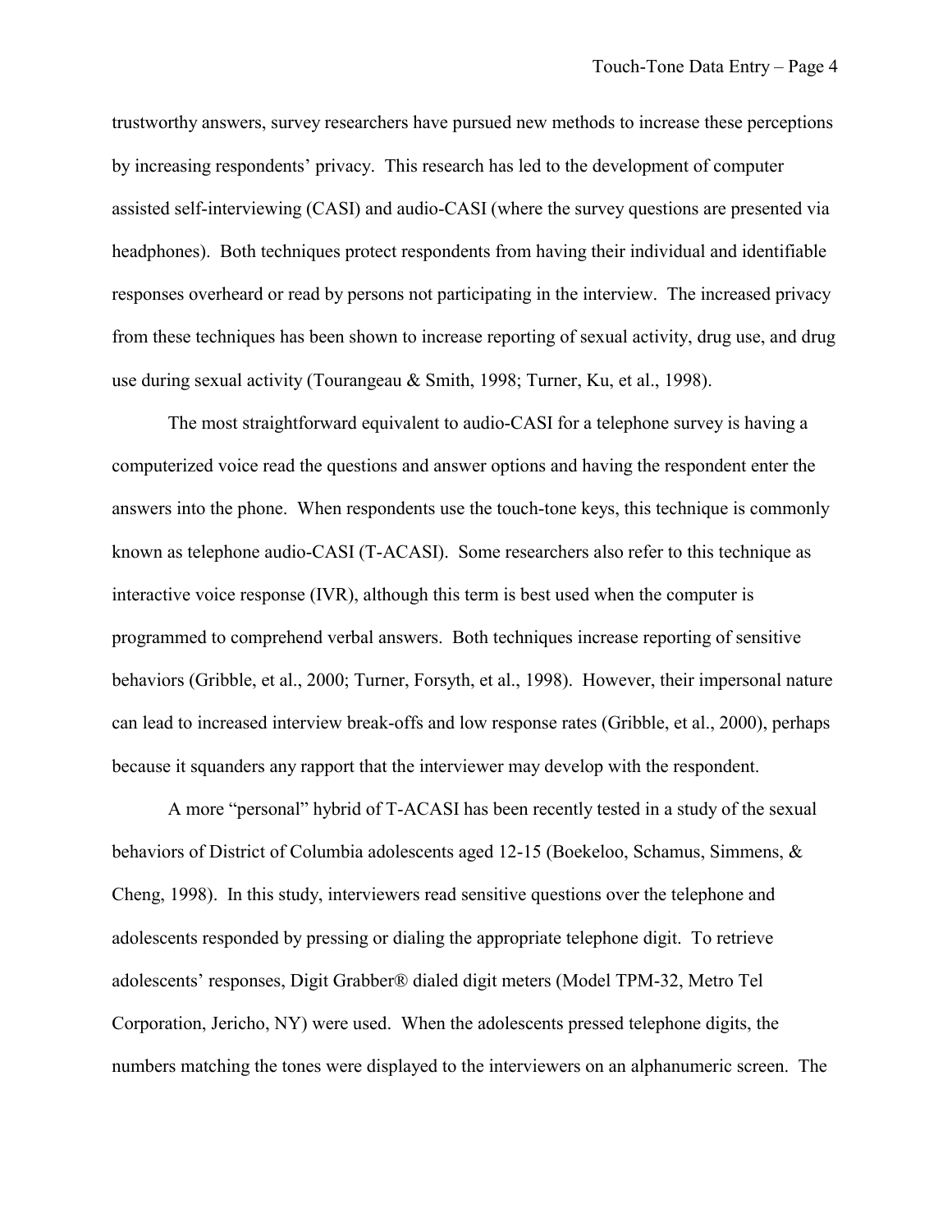trustworthy answers, survey researchers have pursued new methods to increase these perceptions by increasing respondents' privacy. This research has led to the development of computer assisted self-interviewing (CASI) and audio-CASI (where the survey questions are presented via headphones). Both techniques protect respondents from having their individual and identifiable responses overheard or read by persons not participating in the interview. The increased privacy from these techniques has been shown to increase reporting of sexual activity, drug use, and drug use during sexual activity (Tourangeau & Smith, 1998; Turner, Ku, et al., 1998).

The most straightforward equivalent to audio-CASI for a telephone survey is having a computerized voice read the questions and answer options and having the respondent enter the answers into the phone. When respondents use the touch-tone keys, this technique is commonly known as telephone audio-CASI (T-ACASI). Some researchers also refer to this technique as interactive voice response (IVR), although this term is best used when the computer is programmed to comprehend verbal answers. Both techniques increase reporting of sensitive behaviors (Gribble, et al., 2000; Turner, Forsyth, et al., 1998). However, their impersonal nature can lead to increased interview break-offs and low response rates (Gribble, et al., 2000), perhaps because it squanders any rapport that the interviewer may develop with the respondent.

A more "personal" hybrid of T-ACASI has been recently tested in a study of the sexual behaviors of District of Columbia adolescents aged 12-15 (Boekeloo, Schamus, Simmens, & Cheng, 1998). In this study, interviewers read sensitive questions over the telephone and adolescents responded by pressing or dialing the appropriate telephone digit. To retrieve adolescents' responses, Digit Grabber® dialed digit meters (Model TPM-32, Metro Tel Corporation, Jericho, NY) were used. When the adolescents pressed telephone digits, the numbers matching the tones were displayed to the interviewers on an alphanumeric screen. The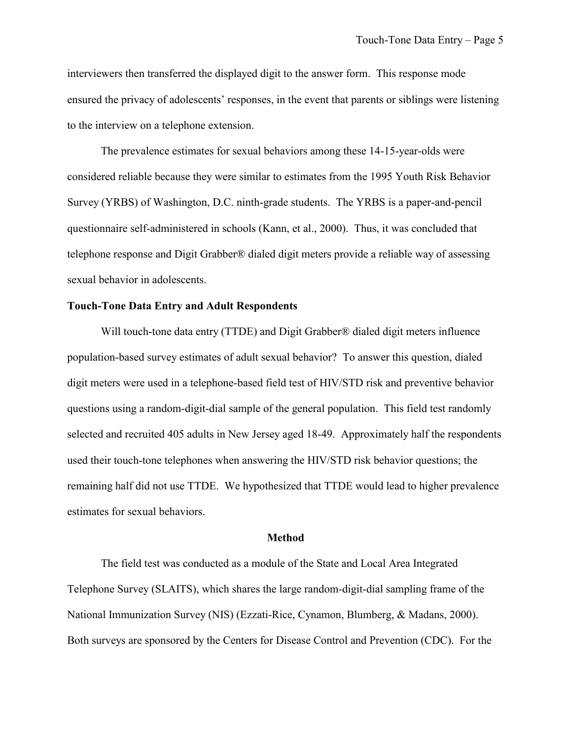interviewers then transferred the displayed digit to the answer form. This response mode ensured the privacy of adolescents' responses, in the event that parents or siblings were listening to the interview on a telephone extension.

The prevalence estimates for sexual behaviors among these 14-15-year-olds were considered reliable because they were similar to estimates from the 1995 Youth Risk Behavior Survey (YRBS) of Washington, D.C. ninth-grade students. The YRBS is a paper-and-pencil questionnaire self-administered in schools (Kann, et al., 2000). Thus, it was concluded that telephone response and Digit Grabber® dialed digit meters provide a reliable way of assessing sexual behavior in adolescents.

**Touch-Tone Data Entry and Adult Respondents**

Will touch-tone data entry (TTDE) and Digit Grabber® dialed digit meters influence population-based survey estimates of adult sexual behavior? To answer this question, dialed digit meters were used in a telephone-based field test of HIV/STD risk and preventive behavior questions using a random-digit-dial sample of the general population. This field test randomly selected and recruited 405 adults in New Jersey aged 18-49. Approximately half the respondents used their touch-tone telephones when answering the HIV/STD risk behavior questions; the remaining half did not use TTDE. We hypothesized that TTDE would lead to higher prevalence estimates for sexual behaviors.

## Method

The field test was conducted as a module of the State and Local Area Integrated Telephone Survey (SLAITS), which shares the large random-digit-dial sampling frame of the National Immunization Survey (NIS) (Ezzati-Rice, Cynamon, Blumberg, & Madans, 2000). Both surveys are sponsored by the Centers for Disease Control and Prevention (CDC). For the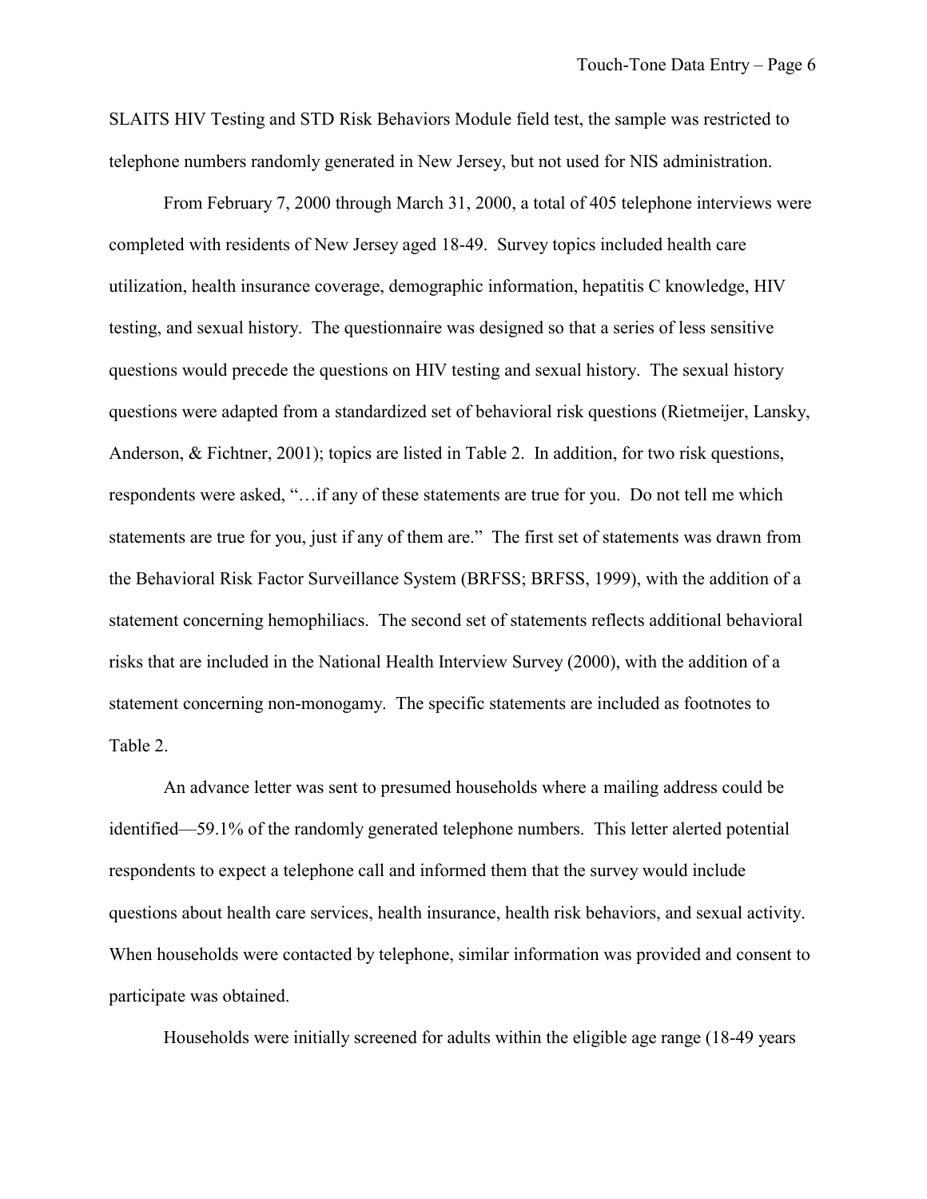SLAITS HIV Testing and STD Risk Behaviors Module field test, the sample was restricted to telephone numbers randomly generated in New Jersey, but not used for NIS administration.

From February 7, 2000 through March 31, 2000, a total of 405 telephone interviews were completed with residents of New Jersey aged 18-49. Survey topics included health care utilization, health insurance coverage, demographic information, hepatitis C knowledge, HIV testing, and sexual history. The questionnaire was designed so that a series of less sensitive questions would precede the questions on HIV testing and sexual history. The sexual history questions were adapted from a standardized set of behavioral risk questions (Rietmeijer, Lansky, Anderson, & Fichtner, 2001); topics are listed in Table 2. In addition, for two risk questions, respondents were asked, "…if any of these statements are true for you. Do not tell me which statements are true for you, just if any of them are." The first set of statements was drawn from the Behavioral Risk Factor Surveillance System (BRFSS; BRFSS, 1999), with the addition of a statement concerning hemophiliacs. The second set of statements reflects additional behavioral risks that are included in the National Health Interview Survey (2000), with the addition of a statement concerning non-monogamy. The specific statements are included as footnotes to Table 2.

An advance letter was sent to presumed households where a mailing address could be identified—59.1% of the randomly generated telephone numbers. This letter alerted potential respondents to expect a telephone call and informed them that the survey would include questions about health care services, health insurance, health risk behaviors, and sexual activity. When households were contacted by telephone, similar information was provided and consent to participate was obtained.

Households were initially screened for adults within the eligible age range (18-49 years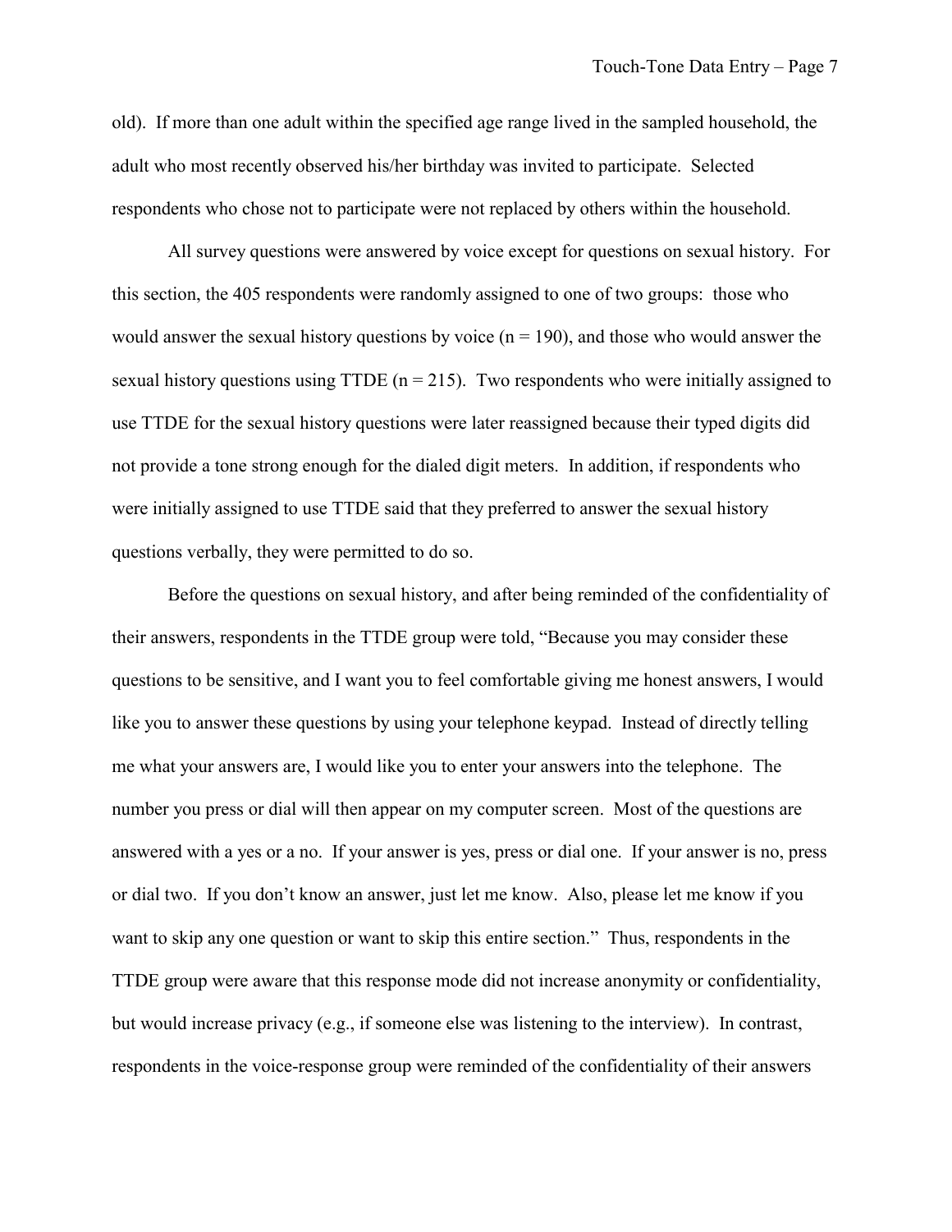old). If more than one adult within the specified age range lived in the sampled household, the adult who most recently observed his/her birthday was invited to participate. Selected respondents who chose not to participate were not replaced by others within the household.

All survey questions were answered by voice except for questions on sexual history. For this section, the 405 respondents were randomly assigned to one of two groups: those who would answer the sexual history questions by voice ($n = 190$), and those who would answer the sexual history questions using TTDE ($n = 215$). Two respondents who were initially assigned to use TTDE for the sexual history questions were later reassigned because their typed digits did not provide a tone strong enough for the dialed digit meters. In addition, if respondents who were initially assigned to use TTDE said that they preferred to answer the sexual history questions verbally, they were permitted to do so.

Before the questions on sexual history, and after being reminded of the confidentiality of their answers, respondents in the TTDE group were told, "Because you may consider these questions to be sensitive, and I want you to feel comfortable giving me honest answers, I would like you to answer these questions by using your telephone keypad. Instead of directly telling me what your answers are, I would like you to enter your answers into the telephone. The number you press or dial will then appear on my computer screen. Most of the questions are answered with a yes or a no. If your answer is yes, press or dial one. If your answer is no, press or dial two. If you don't know an answer, just let me know. Also, please let me know if you want to skip any one question or want to skip this entire section." Thus, respondents in the TTDE group were aware that this response mode did not increase anonymity or confidentiality, but would increase privacy (e.g., if someone else was listening to the interview). In contrast, respondents in the voice-response group were reminded of the confidentiality of their answers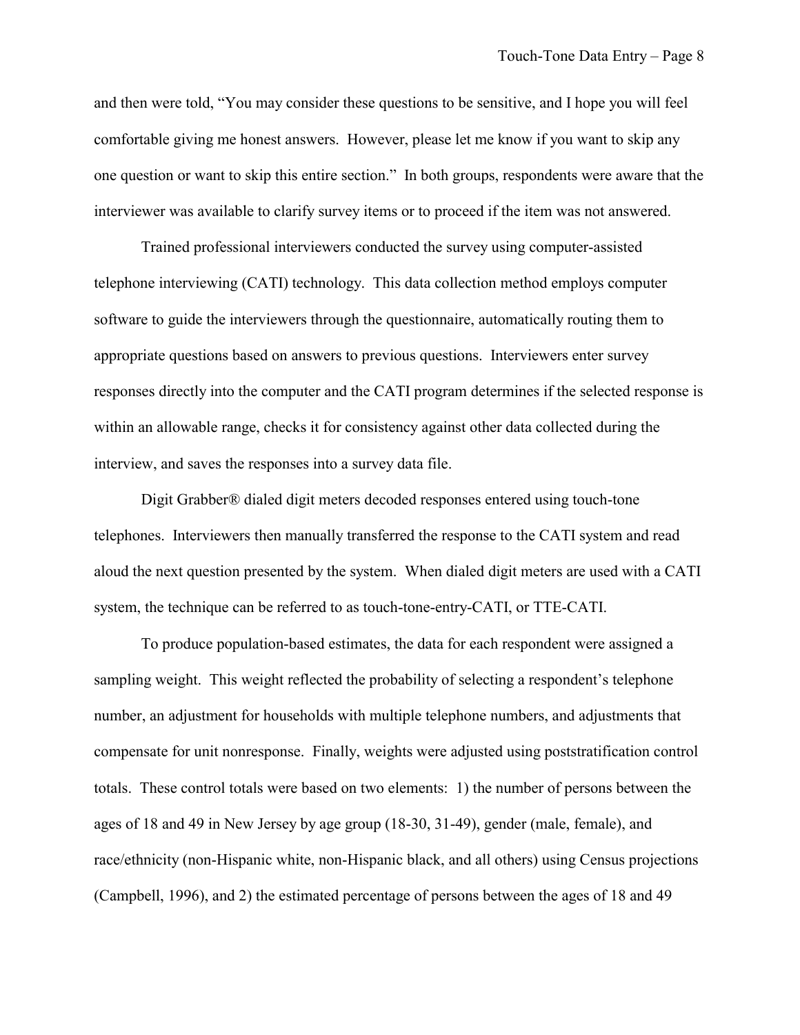and then were told, "You may consider these questions to be sensitive, and I hope you will feel comfortable giving me honest answers. However, please let me know if you want to skip any one question or want to skip this entire section." In both groups, respondents were aware that the interviewer was available to clarify survey items or to proceed if the item was not answered.

Trained professional interviewers conducted the survey using computer-assisted telephone interviewing (CATI) technology. This data collection method employs computer software to guide the interviewers through the questionnaire, automatically routing them to appropriate questions based on answers to previous questions. Interviewers enter survey responses directly into the computer and the CATI program determines if the selected response is within an allowable range, checks it for consistency against other data collected during the interview, and saves the responses into a survey data file.

Digit Grabber® dialed digit meters decoded responses entered using touch-tone telephones. Interviewers then manually transferred the response to the CATI system and read aloud the next question presented by the system. When dialed digit meters are used with a CATI system, the technique can be referred to as touch-tone-entry-CATI, or TTE-CATI.

To produce population-based estimates, the data for each respondent were assigned a sampling weight. This weight reflected the probability of selecting a respondent's telephone number, an adjustment for households with multiple telephone numbers, and adjustments that compensate for unit nonresponse. Finally, weights were adjusted using poststratification control totals. These control totals were based on two elements: 1) the number of persons between the ages of 18 and 49 in New Jersey by age group (18-30, 31-49), gender (male, female), and race/ethnicity (non-Hispanic white, non-Hispanic black, and all others) using Census projections (Campbell, 1996), and 2) the estimated percentage of persons between the ages of 18 and 49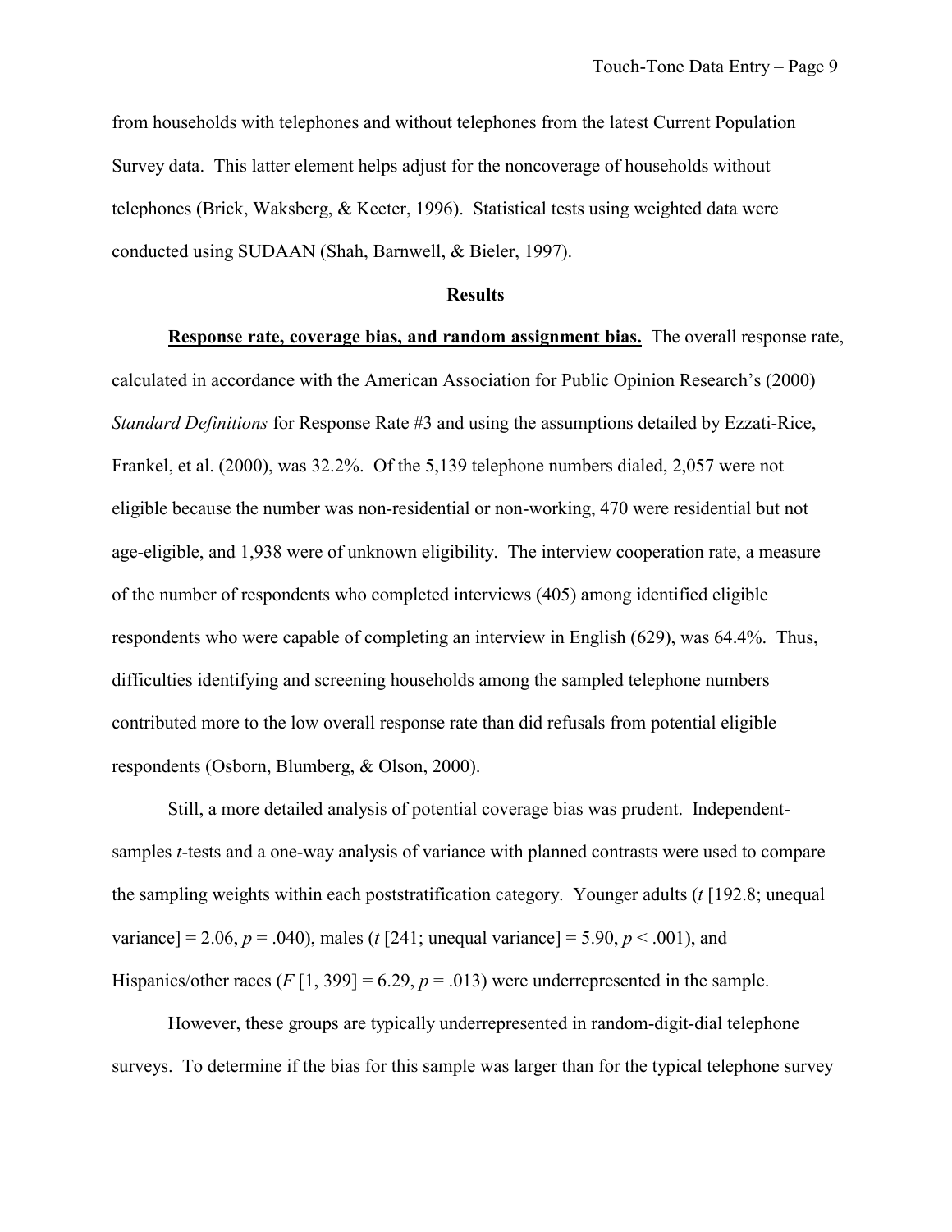from households with telephones and without telephones from the latest Current Population Survey data. This latter element helps adjust for the noncoverage of households without telephones (Brick, Waksberg, & Keeter, 1996). Statistical tests using weighted data were conducted using SUDAAN (Shah, Barnwell, & Bieler, 1997).

## Results

**Response rate, coverage bias, and random assignment bias.** The overall response rate, calculated in accordance with the American Association for Public Opinion Research's (2000) *Standard Definitions* for Response Rate #3 and using the assumptions detailed by Ezzati-Rice, Frankel, et al. (2000), was 32.2%. Of the 5,139 telephone numbers dialed, 2,057 were not eligible because the number was non-residential or non-working, 470 were residential but not age-eligible, and 1,938 were of unknown eligibility. The interview cooperation rate, a measure of the number of respondents who completed interviews (405) among identified eligible respondents who were capable of completing an interview in English (629), was 64.4%. Thus, difficulties identifying and screening households among the sampled telephone numbers contributed more to the low overall response rate than did refusals from potential eligible respondents (Osborn, Blumberg, & Olson, 2000).

Still, a more detailed analysis of potential coverage bias was prudent. Independent-samples $t$-tests and a one-way analysis of variance with planned contrasts were used to compare the sampling weights within each poststratification category. Younger adults ($t$ [192.8; unequal variance] = 2.06, $p = .040$), males ($t$ [241; unequal variance] = 5.90, $p < .001$), and Hispanics/other races ($F$ [1, 399] = 6.29, $p = .013$) were underrepresented in the sample.

However, these groups are typically underrepresented in random-digit-dial telephone surveys. To determine if the bias for this sample was larger than for the typical telephone survey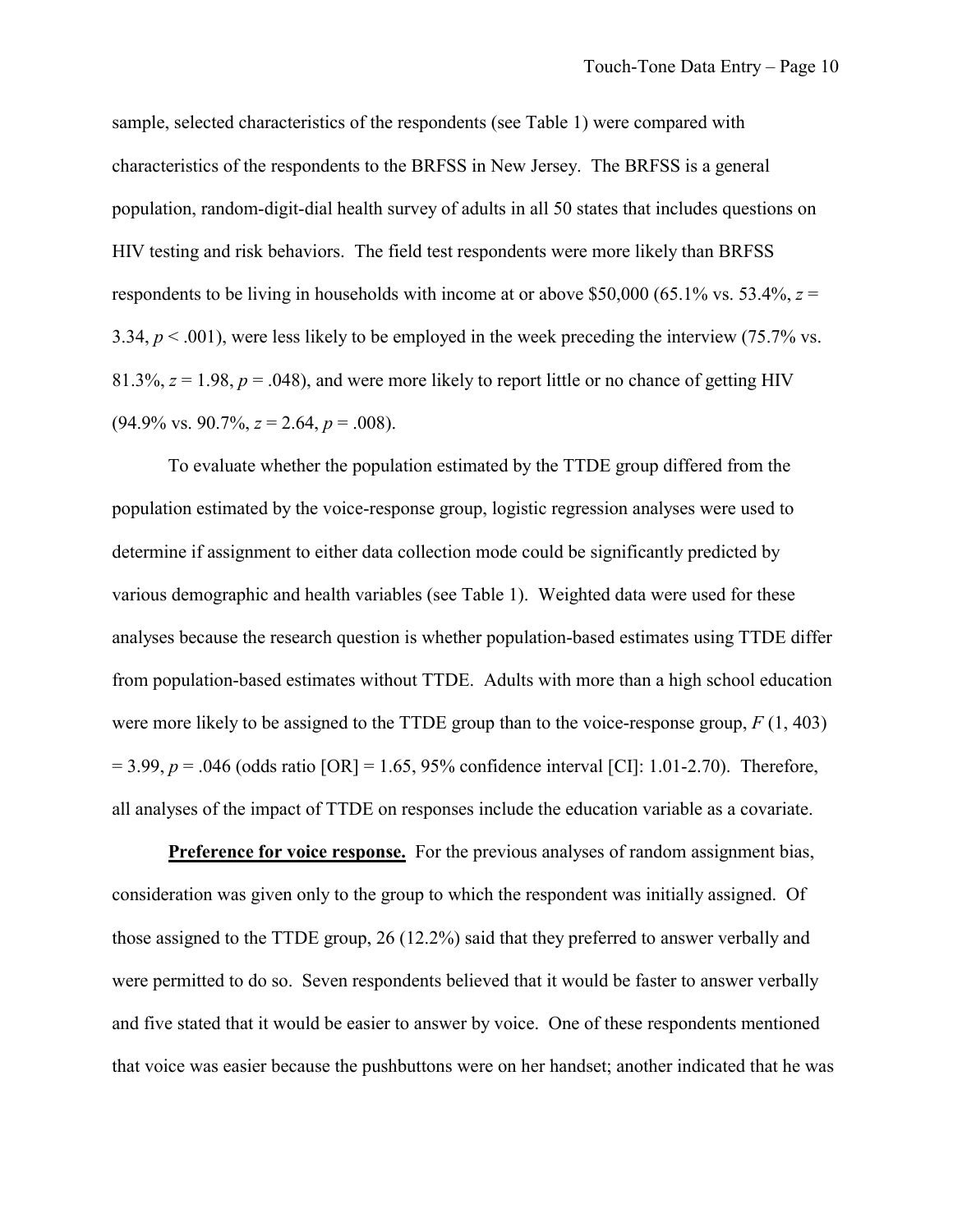sample, selected characteristics of the respondents (see Table 1) were compared with characteristics of the respondents to the BRFSS in New Jersey. The BRFSS is a general population, random-digit-dial health survey of adults in all 50 states that includes questions on HIV testing and risk behaviors. The field test respondents were more likely than BRFSS respondents to be living in households with income at or above $50,000 (65.1% vs. 53.4%, $z = 3.34$, $p < .001$), were less likely to be employed in the week preceding the interview (75.7% vs. 81.3%, $z = 1.98$, $p = .048$), and were more likely to report little or no chance of getting HIV (94.9% vs. 90.7%, $z = 2.64$, $p = .008$).

To evaluate whether the population estimated by the TTDE group differed from the population estimated by the voice-response group, logistic regression analyses were used to determine if assignment to either data collection mode could be significantly predicted by various demographic and health variables (see Table 1). Weighted data were used for these analyses because the research question is whether population-based estimates using TTDE differ from population-based estimates without TTDE. Adults with more than a high school education were more likely to be assigned to the TTDE group than to the voice-response group, $F(1, 403) = 3.99$, $p = .046$ (odds ratio [OR] = 1.65, 95% confidence interval [CI]: 1.01-2.70). Therefore, all analyses of the impact of TTDE on responses include the education variable as a covariate.

**Preference for voice response.** For the previous analyses of random assignment bias, consideration was given only to the group to which the respondent was initially assigned. Of those assigned to the TTDE group, 26 (12.2%) said that they preferred to answer verbally and were permitted to do so. Seven respondents believed that it would be faster to answer verbally and five stated that it would be easier to answer by voice. One of these respondents mentioned that voice was easier because the pushbuttons were on her handset; another indicated that he was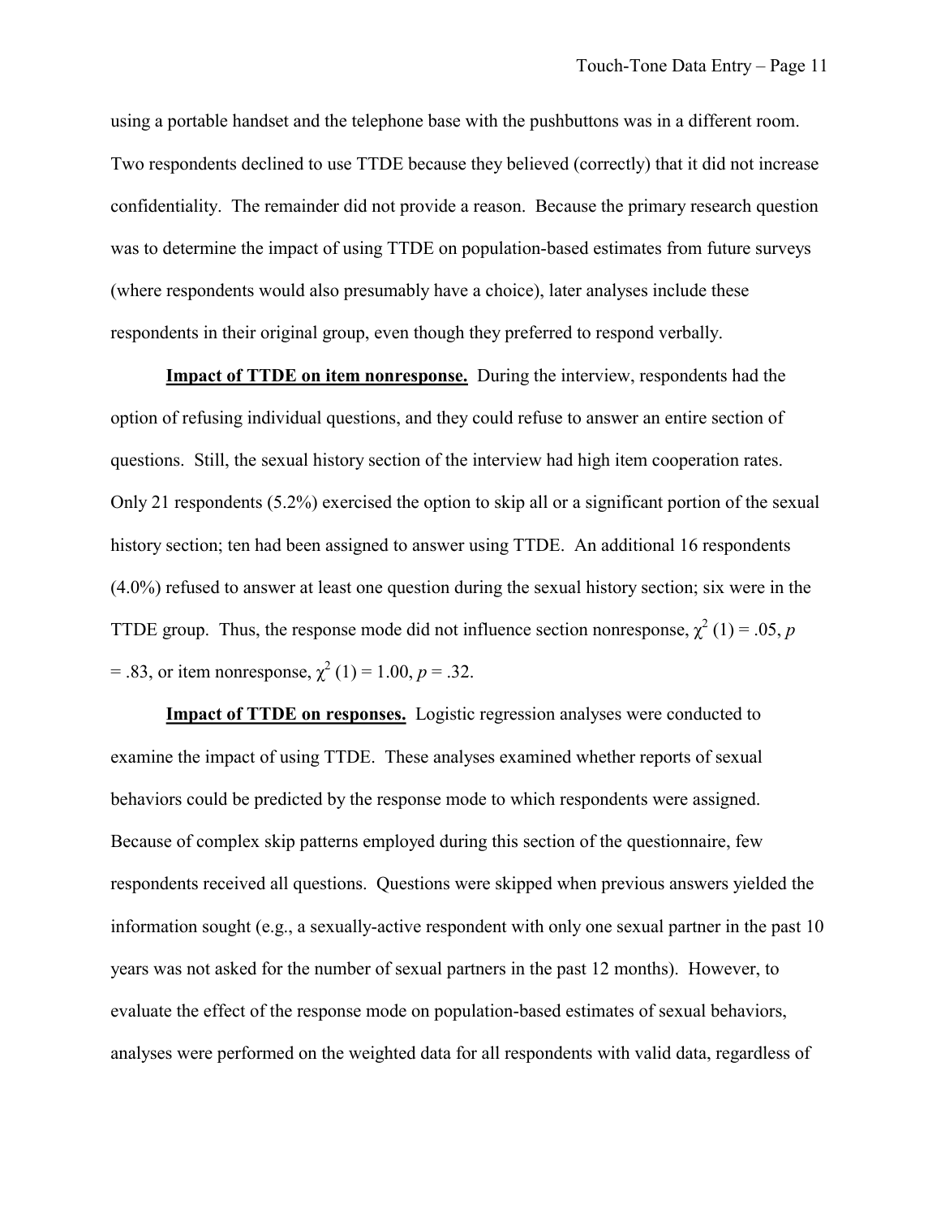using a portable handset and the telephone base with the pushbuttons was in a different room. Two respondents declined to use TTDE because they believed (correctly) that it did not increase confidentiality. The remainder did not provide a reason. Because the primary research question was to determine the impact of using TTDE on population-based estimates from future surveys (where respondents would also presumably have a choice), later analyses include these respondents in their original group, even though they preferred to respond verbally.

**Impact of TTDE on item nonresponse.** During the interview, respondents had the option of refusing individual questions, and they could refuse to answer an entire section of questions. Still, the sexual history section of the interview had high item cooperation rates. Only 21 respondents (5.2%) exercised the option to skip all or a significant portion of the sexual history section; ten had been assigned to answer using TTDE. An additional 16 respondents (4.0%) refused to answer at least one question during the sexual history section; six were in the TTDE group. Thus, the response mode did not influence section nonresponse, $\chi^2$ (1) = .05, *p* = .83, or item nonresponse, $\chi^2$ (1) = 1.00, *p* = .32.

**Impact of TTDE on responses.** Logistic regression analyses were conducted to examine the impact of using TTDE. These analyses examined whether reports of sexual behaviors could be predicted by the response mode to which respondents were assigned. Because of complex skip patterns employed during this section of the questionnaire, few respondents received all questions. Questions were skipped when previous answers yielded the information sought (e.g., a sexually-active respondent with only one sexual partner in the past 10 years was not asked for the number of sexual partners in the past 12 months). However, to evaluate the effect of the response mode on population-based estimates of sexual behaviors, analyses were performed on the weighted data for all respondents with valid data, regardless of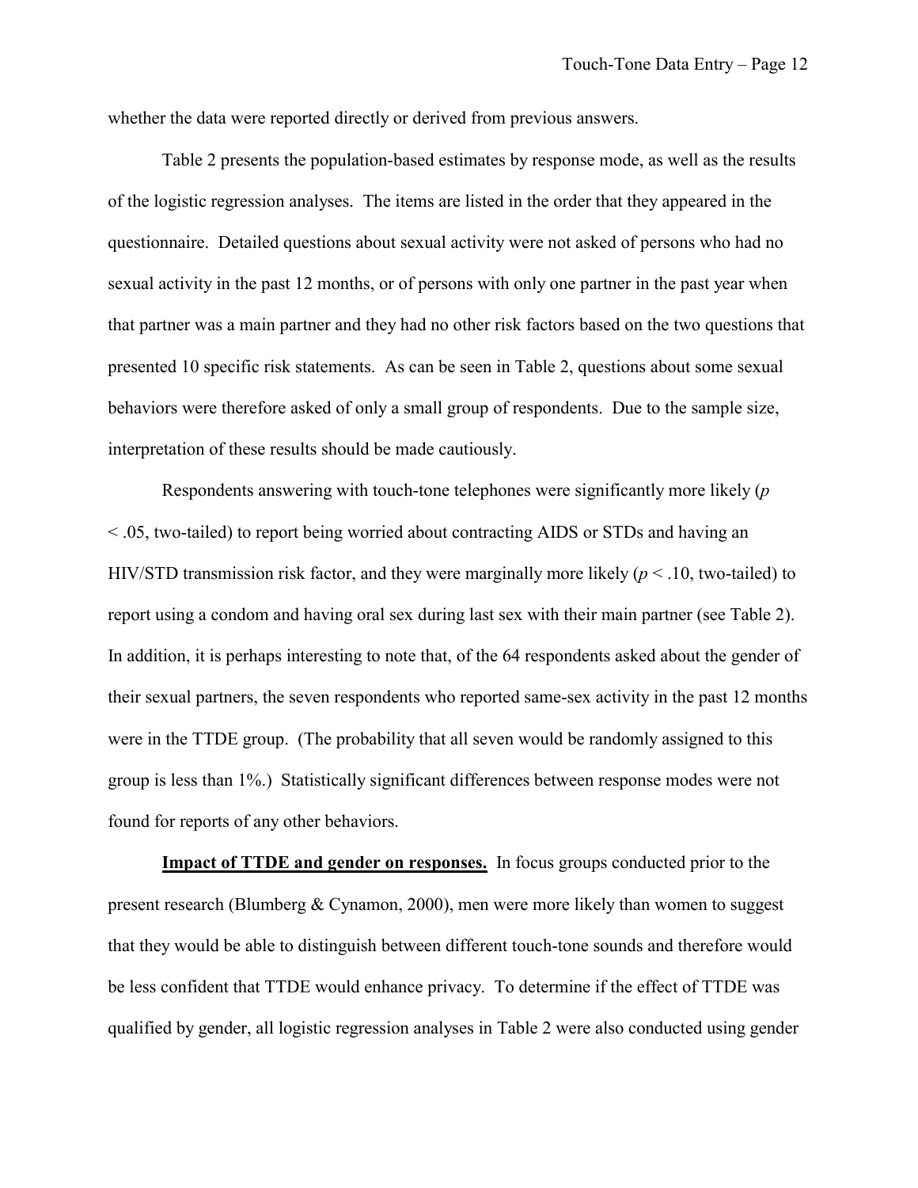whether the data were reported directly or derived from previous answers.

Table 2 presents the population-based estimates by response mode, as well as the results of the logistic regression analyses. The items are listed in the order that they appeared in the questionnaire. Detailed questions about sexual activity were not asked of persons who had no sexual activity in the past 12 months, or of persons with only one partner in the past year when that partner was a main partner and they had no other risk factors based on the two questions that presented 10 specific risk statements. As can be seen in Table 2, questions about some sexual behaviors were therefore asked of only a small group of respondents. Due to the sample size, interpretation of these results should be made cautiously.

Respondents answering with touch-tone telephones were significantly more likely ($p < .05$, two-tailed) to report being worried about contracting AIDS or STDs and having an HIV/STD transmission risk factor, and they were marginally more likely ($p < .10$, two-tailed) to report using a condom and having oral sex during last sex with their main partner (see Table 2). In addition, it is perhaps interesting to note that, of the 64 respondents asked about the gender of their sexual partners, the seven respondents who reported same-sex activity in the past 12 months were in the TTDE group. (The probability that all seven would be randomly assigned to this group is less than 1%.) Statistically significant differences between response modes were not found for reports of any other behaviors.

**Impact of TTDE and gender on responses.** In focus groups conducted prior to the present research (Blumberg & Cynamon, 2000), men were more likely than women to suggest that they would be able to distinguish between different touch-tone sounds and therefore would be less confident that TTDE would enhance privacy. To determine if the effect of TTDE was qualified by gender, all logistic regression analyses in Table 2 were also conducted using gender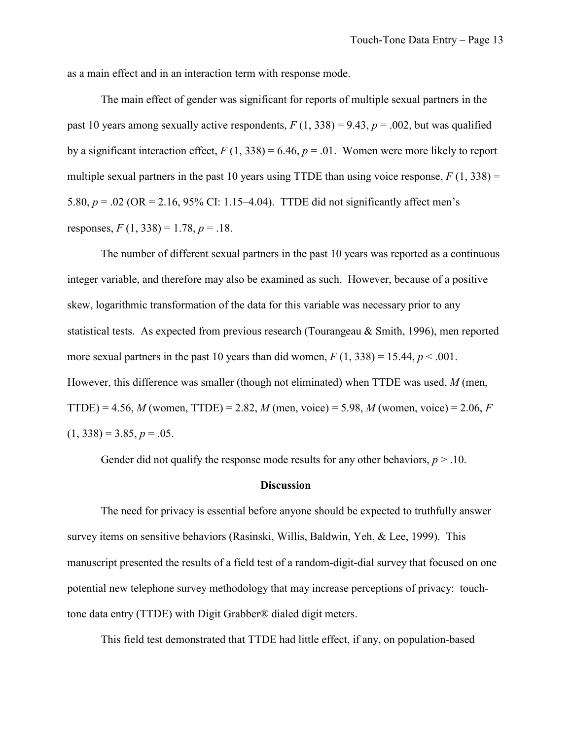as a main effect and in an interaction term with response mode.

The main effect of gender was significant for reports of multiple sexual partners in the past 10 years among sexually active respondents, $F(1, 338) = 9.43$, $p = .002$, but was qualified by a significant interaction effect, $F(1, 338) = 6.46$, $p = .01$. Women were more likely to report multiple sexual partners in the past 10 years using TTDE than using voice response, $F(1, 338) = 5.80$, $p = .02$ (OR = 2.16, 95% CI: 1.15–4.04). TTDE did not significantly affect men's responses, $F(1, 338) = 1.78$, $p = .18$.

The number of different sexual partners in the past 10 years was reported as a continuous integer variable, and therefore may also be examined as such. However, because of a positive skew, logarithmic transformation of the data for this variable was necessary prior to any statistical tests. As expected from previous research (Tourangeau & Smith, 1996), men reported more sexual partners in the past 10 years than did women, $F(1, 338) = 15.44$, $p < .001$. However, this difference was smaller (though not eliminated) when TTDE was used, $M$ (men, TTDE) = 4.56, $M$ (women, TTDE) = 2.82, $M$ (men, voice) = 5.98, $M$ (women, voice) = 2.06, $F(1, 338) = 3.85$, $p = .05$.

Gender did not qualify the response mode results for any other behaviors, $p > .10$.

## Discussion

The need for privacy is essential before anyone should be expected to truthfully answer survey items on sensitive behaviors (Rasinski, Willis, Baldwin, Yeh, & Lee, 1999). This manuscript presented the results of a field test of a random-digit-dial survey that focused on one potential new telephone survey methodology that may increase perceptions of privacy: touch-tone data entry (TTDE) with Digit Grabber® dialed digit meters.

This field test demonstrated that TTDE had little effect, if any, on population-based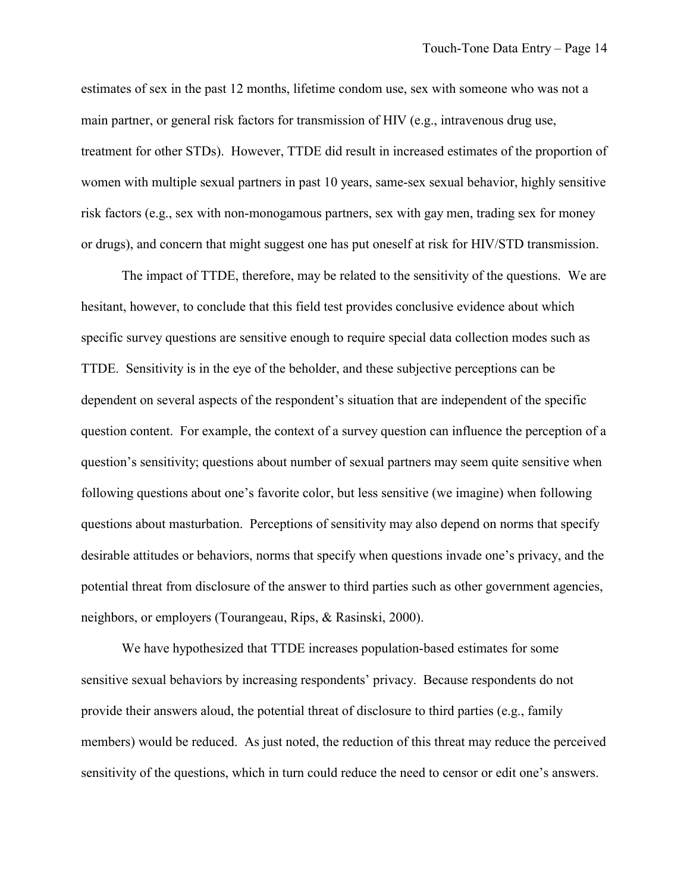estimates of sex in the past 12 months, lifetime condom use, sex with someone who was not a main partner, or general risk factors for transmission of HIV (e.g., intravenous drug use, treatment for other STDs). However, TTDE did result in increased estimates of the proportion of women with multiple sexual partners in past 10 years, same-sex sexual behavior, highly sensitive risk factors (e.g., sex with non-monogamous partners, sex with gay men, trading sex for money or drugs), and concern that might suggest one has put oneself at risk for HIV/STD transmission.

The impact of TTDE, therefore, may be related to the sensitivity of the questions. We are hesitant, however, to conclude that this field test provides conclusive evidence about which specific survey questions are sensitive enough to require special data collection modes such as TTDE. Sensitivity is in the eye of the beholder, and these subjective perceptions can be dependent on several aspects of the respondent's situation that are independent of the specific question content. For example, the context of a survey question can influence the perception of a question's sensitivity; questions about number of sexual partners may seem quite sensitive when following questions about one's favorite color, but less sensitive (we imagine) when following questions about masturbation. Perceptions of sensitivity may also depend on norms that specify desirable attitudes or behaviors, norms that specify when questions invade one's privacy, and the potential threat from disclosure of the answer to third parties such as other government agencies, neighbors, or employers (Tourangeau, Rips, & Rasinski, 2000).

We have hypothesized that TTDE increases population-based estimates for some sensitive sexual behaviors by increasing respondents' privacy. Because respondents do not provide their answers aloud, the potential threat of disclosure to third parties (e.g., family members) would be reduced. As just noted, the reduction of this threat may reduce the perceived sensitivity of the questions, which in turn could reduce the need to censor or edit one's answers.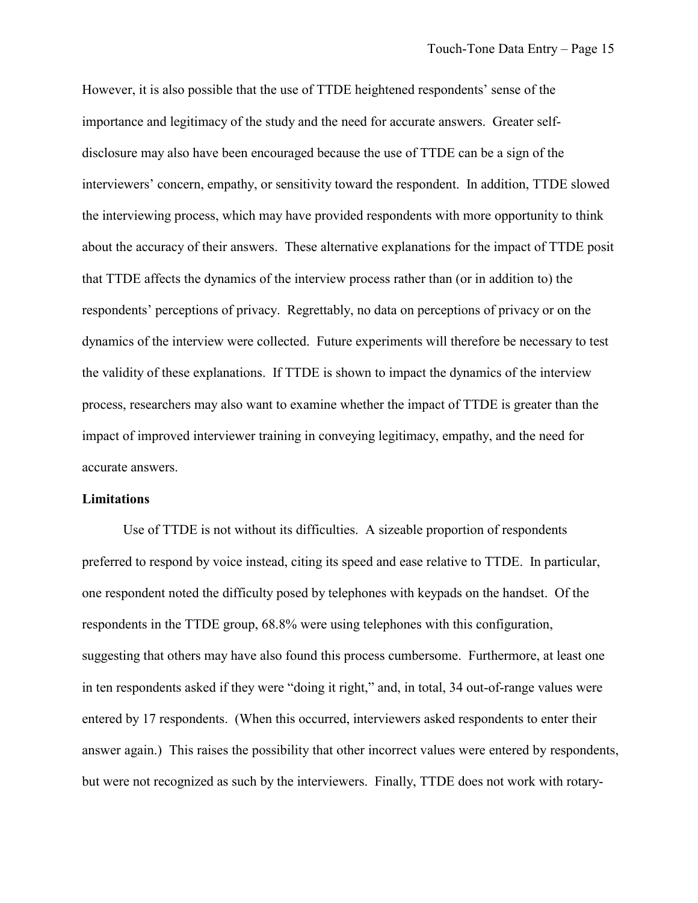However, it is also possible that the use of TTDE heightened respondents' sense of the importance and legitimacy of the study and the need for accurate answers. Greater self-disclosure may also have been encouraged because the use of TTDE can be a sign of the interviewers' concern, empathy, or sensitivity toward the respondent. In addition, TTDE slowed the interviewing process, which may have provided respondents with more opportunity to think about the accuracy of their answers. These alternative explanations for the impact of TTDE posit that TTDE affects the dynamics of the interview process rather than (or in addition to) the respondents' perceptions of privacy. Regrettably, no data on perceptions of privacy or on the dynamics of the interview were collected. Future experiments will therefore be necessary to test the validity of these explanations. If TTDE is shown to impact the dynamics of the interview process, researchers may also want to examine whether the impact of TTDE is greater than the impact of improved interviewer training in conveying legitimacy, empathy, and the need for accurate answers.

**Limitations**

Use of TTDE is not without its difficulties. A sizeable proportion of respondents preferred to respond by voice instead, citing its speed and ease relative to TTDE. In particular, one respondent noted the difficulty posed by telephones with keypads on the handset. Of the respondents in the TTDE group, 68.8% were using telephones with this configuration, suggesting that others may have also found this process cumbersome. Furthermore, at least one in ten respondents asked if they were "doing it right," and, in total, 34 out-of-range values were entered by 17 respondents. (When this occurred, interviewers asked respondents to enter their answer again.) This raises the possibility that other incorrect values were entered by respondents, but were not recognized as such by the interviewers. Finally, TTDE does not work with rotary-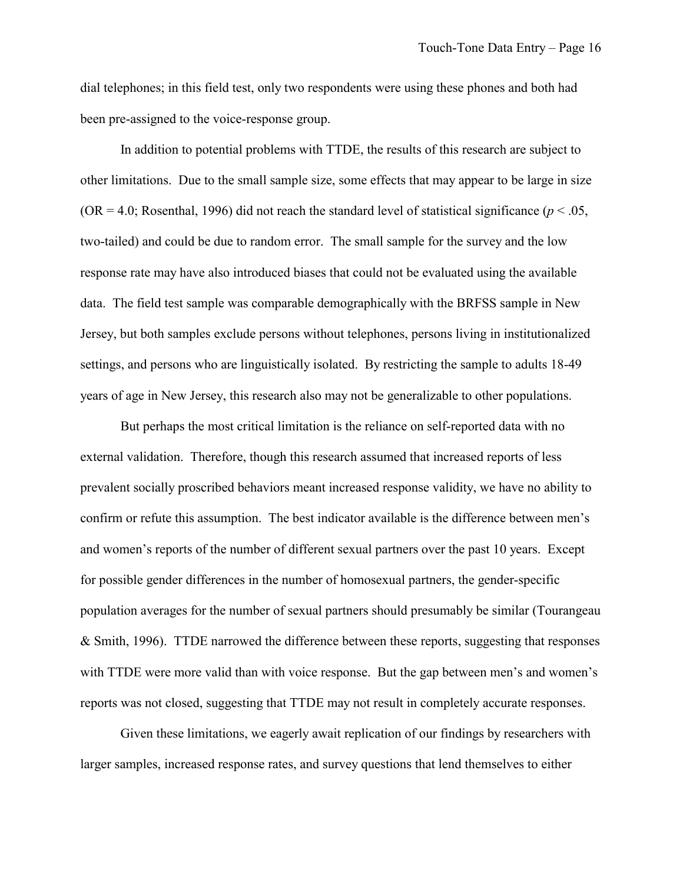dial telephones; in this field test, only two respondents were using these phones and both had been pre-assigned to the voice-response group.

In addition to potential problems with TTDE, the results of this research are subject to other limitations. Due to the small sample size, some effects that may appear to be large in size (OR = 4.0; Rosenthal, 1996) did not reach the standard level of statistical significance ($p < .05$, two-tailed) and could be due to random error. The small sample for the survey and the low response rate may have also introduced biases that could not be evaluated using the available data. The field test sample was comparable demographically with the BRFSS sample in New Jersey, but both samples exclude persons without telephones, persons living in institutionalized settings, and persons who are linguistically isolated. By restricting the sample to adults 18-49 years of age in New Jersey, this research also may not be generalizable to other populations.

But perhaps the most critical limitation is the reliance on self-reported data with no external validation. Therefore, though this research assumed that increased reports of less prevalent socially proscribed behaviors meant increased response validity, we have no ability to confirm or refute this assumption. The best indicator available is the difference between men's and women's reports of the number of different sexual partners over the past 10 years. Except for possible gender differences in the number of homosexual partners, the gender-specific population averages for the number of sexual partners should presumably be similar (Tourangeau & Smith, 1996). TTDE narrowed the difference between these reports, suggesting that responses with TTDE were more valid than with voice response. But the gap between men's and women's reports was not closed, suggesting that TTDE may not result in completely accurate responses.

Given these limitations, we eagerly await replication of our findings by researchers with larger samples, increased response rates, and survey questions that lend themselves to either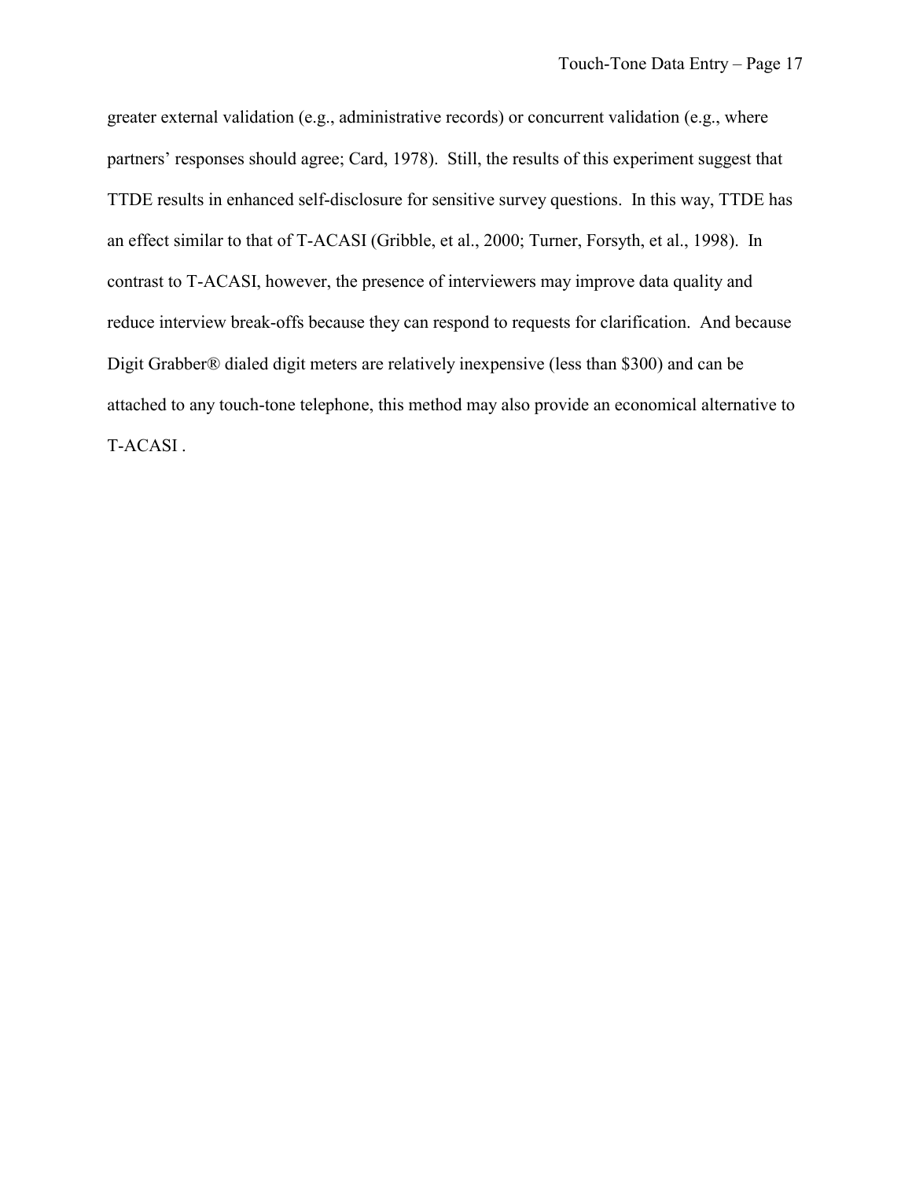greater external validation (e.g., administrative records) or concurrent validation (e.g., where partners' responses should agree; Card, 1978). Still, the results of this experiment suggest that TTDE results in enhanced self-disclosure for sensitive survey questions. In this way, TTDE has an effect similar to that of T-ACASI (Gribble, et al., 2000; Turner, Forsyth, et al., 1998). In contrast to T-ACASI, however, the presence of interviewers may improve data quality and reduce interview break-offs because they can respond to requests for clarification. And because Digit Grabber® dialed digit meters are relatively inexpensive (less than $300) and can be attached to any touch-tone telephone, this method may also provide an economical alternative to T-ACASI .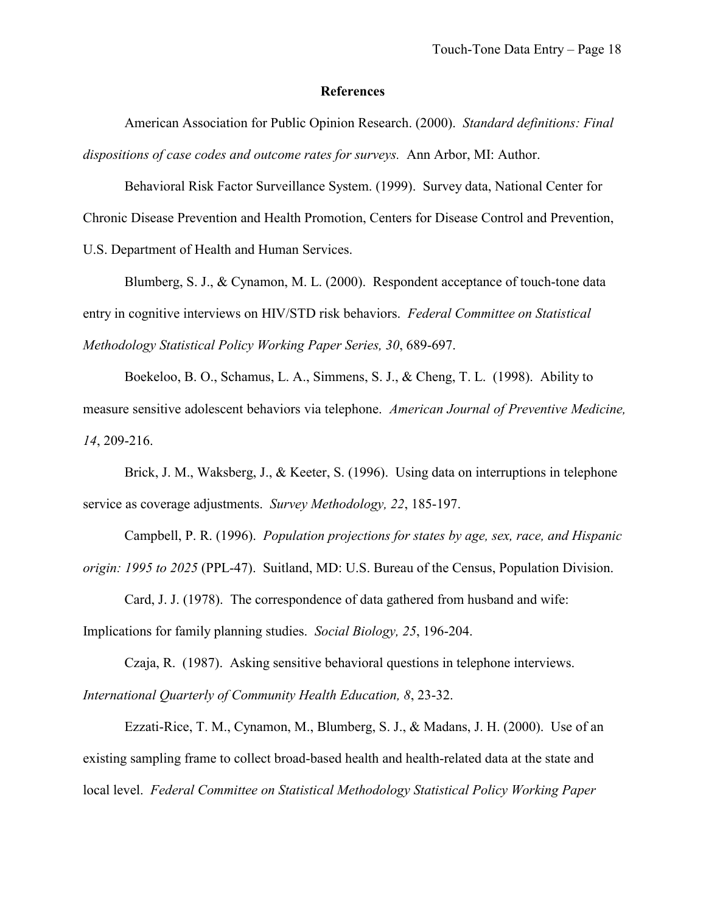## References

American Association for Public Opinion Research. (2000). *Standard definitions: Final dispositions of case codes and outcome rates for surveys.* Ann Arbor, MI: Author.

Behavioral Risk Factor Surveillance System. (1999). Survey data, National Center for Chronic Disease Prevention and Health Promotion, Centers for Disease Control and Prevention, U.S. Department of Health and Human Services.

Blumberg, S. J., & Cynamon, M. L. (2000). Respondent acceptance of touch-tone data entry in cognitive interviews on HIV/STD risk behaviors. *Federal Committee on Statistical Methodology Statistical Policy Working Paper Series, 30*, 689-697.

Boekeloo, B. O., Schamus, L. A., Simmens, S. J., & Cheng, T. L. (1998). Ability to measure sensitive adolescent behaviors via telephone. *American Journal of Preventive Medicine, 14*, 209-216.

Brick, J. M., Waksberg, J., & Keeter, S. (1996). Using data on interruptions in telephone service as coverage adjustments. *Survey Methodology, 22*, 185-197.

Campbell, P. R. (1996). *Population projections for states by age, sex, race, and Hispanic origin: 1995 to 2025* (PPL-47). Suitland, MD: U.S. Bureau of the Census, Population Division.

Card, J. J. (1978). The correspondence of data gathered from husband and wife: Implications for family planning studies. *Social Biology, 25*, 196-204.

Czaja, R. (1987). Asking sensitive behavioral questions in telephone interviews. *International Quarterly of Community Health Education, 8*, 23-32.

Ezzati-Rice, T. M., Cynamon, M., Blumberg, S. J., & Madans, J. H. (2000). Use of an existing sampling frame to collect broad-based health and health-related data at the state and local level. *Federal Committee on Statistical Methodology Statistical Policy Working Paper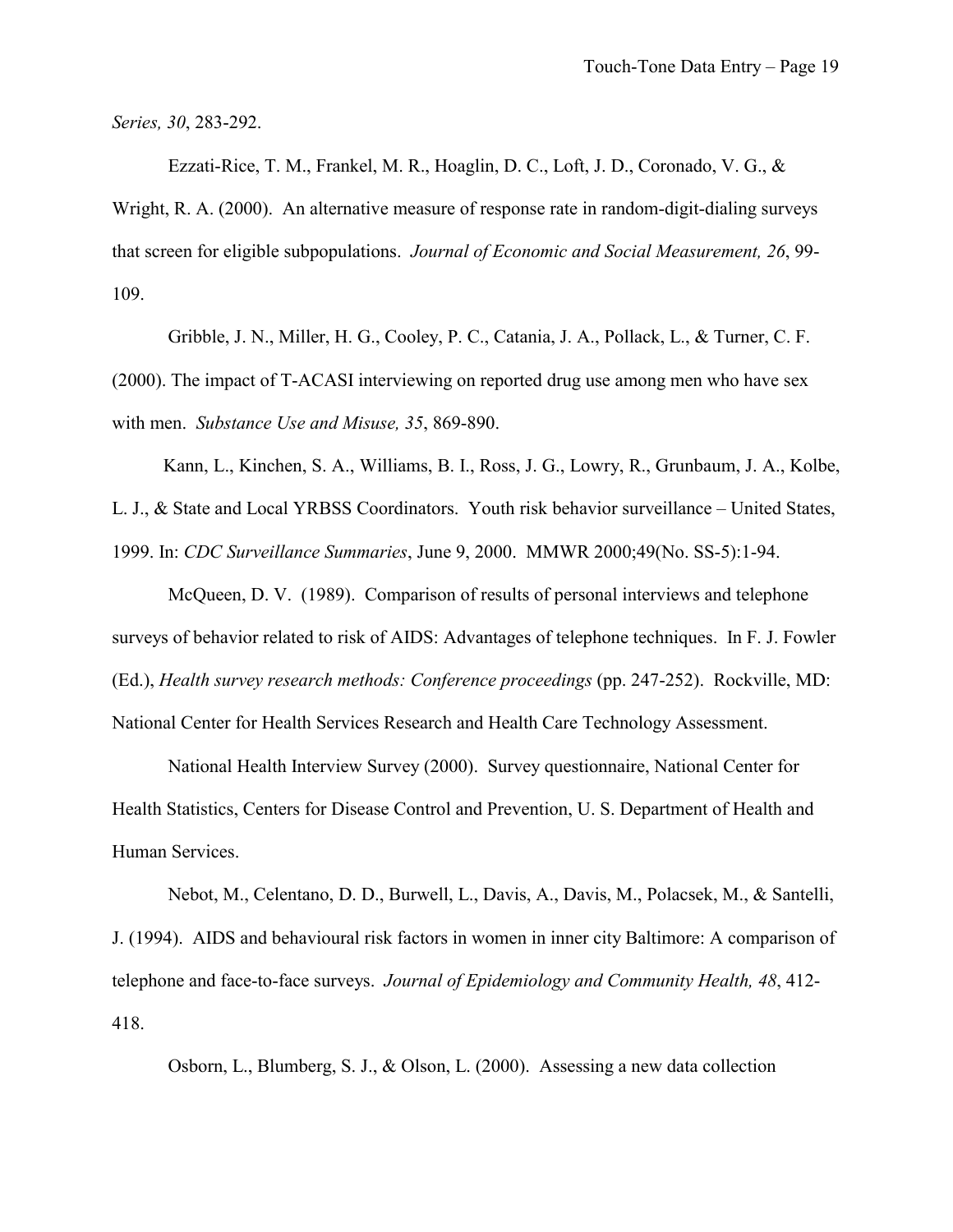*Series, 30*, 283-292.

Ezzati-Rice, T. M., Frankel, M. R., Hoaglin, D. C., Loft, J. D., Coronado, V. G., & Wright, R. A. (2000). An alternative measure of response rate in random-digit-dialing surveys that screen for eligible subpopulations. *Journal of Economic and Social Measurement, 26*, 99-109.

Gribble, J. N., Miller, H. G., Cooley, P. C., Catania, J. A., Pollack, L., & Turner, C. F. (2000). The impact of T-ACASI interviewing on reported drug use among men who have sex with men. *Substance Use and Misuse, 35*, 869-890.

Kann, L., Kinchen, S. A., Williams, B. I., Ross, J. G., Lowry, R., Grunbaum, J. A., Kolbe, L. J., & State and Local YRBSS Coordinators. Youth risk behavior surveillance – United States, 1999. In: *CDC Surveillance Summaries*, June 9, 2000. MMWR 2000;49(No. SS-5):1-94.

McQueen, D. V. (1989). Comparison of results of personal interviews and telephone surveys of behavior related to risk of AIDS: Advantages of telephone techniques. In F. J. Fowler (Ed.), *Health survey research methods: Conference proceedings* (pp. 247-252). Rockville, MD: National Center for Health Services Research and Health Care Technology Assessment.

National Health Interview Survey (2000). Survey questionnaire, National Center for Health Statistics, Centers for Disease Control and Prevention, U. S. Department of Health and Human Services.

Nebot, M., Celentano, D. D., Burwell, L., Davis, A., Davis, M., Polacsek, M., & Santelli, J. (1994). AIDS and behavioural risk factors in women in inner city Baltimore: A comparison of telephone and face-to-face surveys. *Journal of Epidemiology and Community Health, 48*, 412-418.

Osborn, L., Blumberg, S. J., & Olson, L. (2000). Assessing a new data collection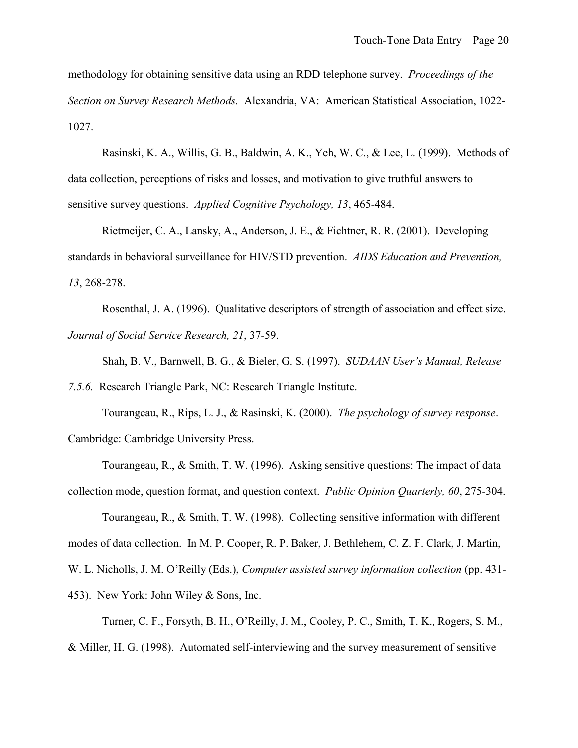methodology for obtaining sensitive data using an RDD telephone survey. *Proceedings of the Section on Survey Research Methods.* Alexandria, VA: American Statistical Association, 1022-1027.

Rasinski, K. A., Willis, G. B., Baldwin, A. K., Yeh, W. C., & Lee, L. (1999). Methods of data collection, perceptions of risks and losses, and motivation to give truthful answers to sensitive survey questions. *Applied Cognitive Psychology, 13*, 465-484.

Rietmeijer, C. A., Lansky, A., Anderson, J. E., & Fichtner, R. R. (2001). Developing standards in behavioral surveillance for HIV/STD prevention. *AIDS Education and Prevention, 13*, 268-278.

Rosenthal, J. A. (1996). Qualitative descriptors of strength of association and effect size. *Journal of Social Service Research, 21*, 37-59.

Shah, B. V., Barnwell, B. G., & Bieler, G. S. (1997). *SUDAAN User's Manual, Release 7.5.6.* Research Triangle Park, NC: Research Triangle Institute.

Tourangeau, R., Rips, L. J., & Rasinski, K. (2000). *The psychology of survey response*. Cambridge: Cambridge University Press.

Tourangeau, R., & Smith, T. W. (1996). Asking sensitive questions: The impact of data collection mode, question format, and question context. *Public Opinion Quarterly, 60*, 275-304.

Tourangeau, R., & Smith, T. W. (1998). Collecting sensitive information with different modes of data collection. In M. P. Cooper, R. P. Baker, J. Bethlehem, C. Z. F. Clark, J. Martin, W. L. Nicholls, J. M. O'Reilly (Eds.), *Computer assisted survey information collection* (pp. 431-453). New York: John Wiley & Sons, Inc.

Turner, C. F., Forsyth, B. H., O'Reilly, J. M., Cooley, P. C., Smith, T. K., Rogers, S. M., & Miller, H. G. (1998). Automated self-interviewing and the survey measurement of sensitive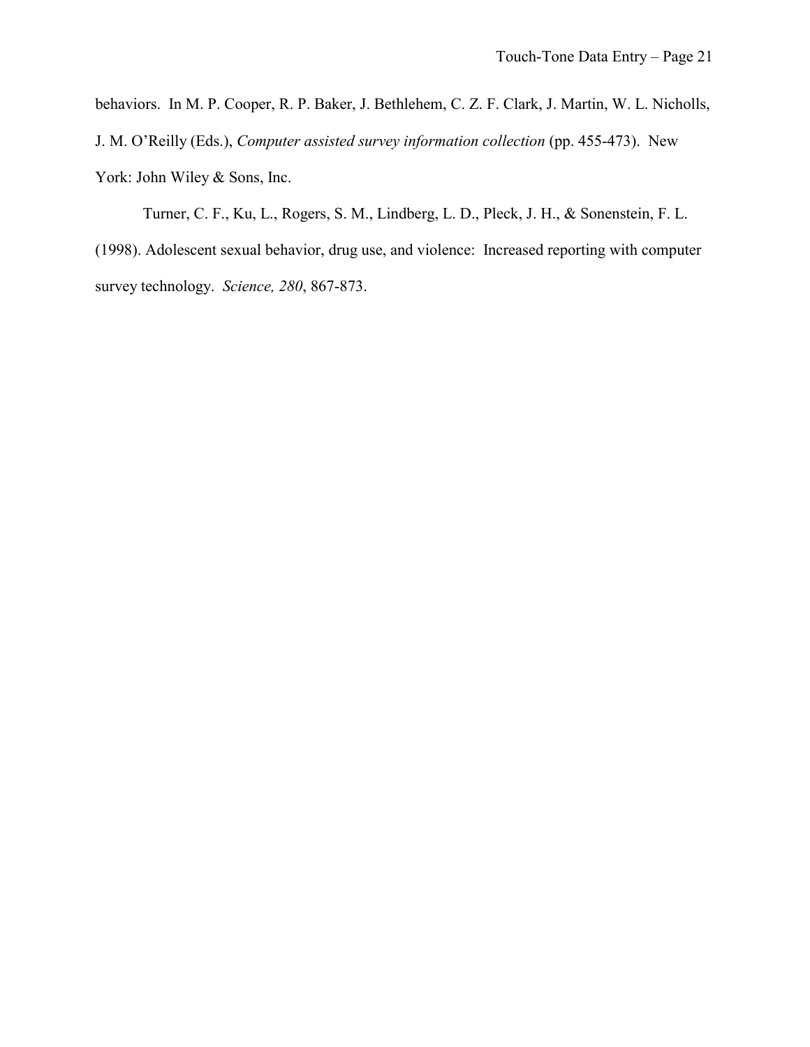behaviors. In M. P. Cooper, R. P. Baker, J. Bethlehem, C. Z. F. Clark, J. Martin, W. L. Nicholls, J. M. O'Reilly (Eds.), *Computer assisted survey information collection* (pp. 455-473). New York: John Wiley & Sons, Inc.

Turner, C. F., Ku, L., Rogers, S. M., Lindberg, L. D., Pleck, J. H., & Sonenstein, F. L. (1998). Adolescent sexual behavior, drug use, and violence: Increased reporting with computer survey technology. *Science, 280*, 867-873.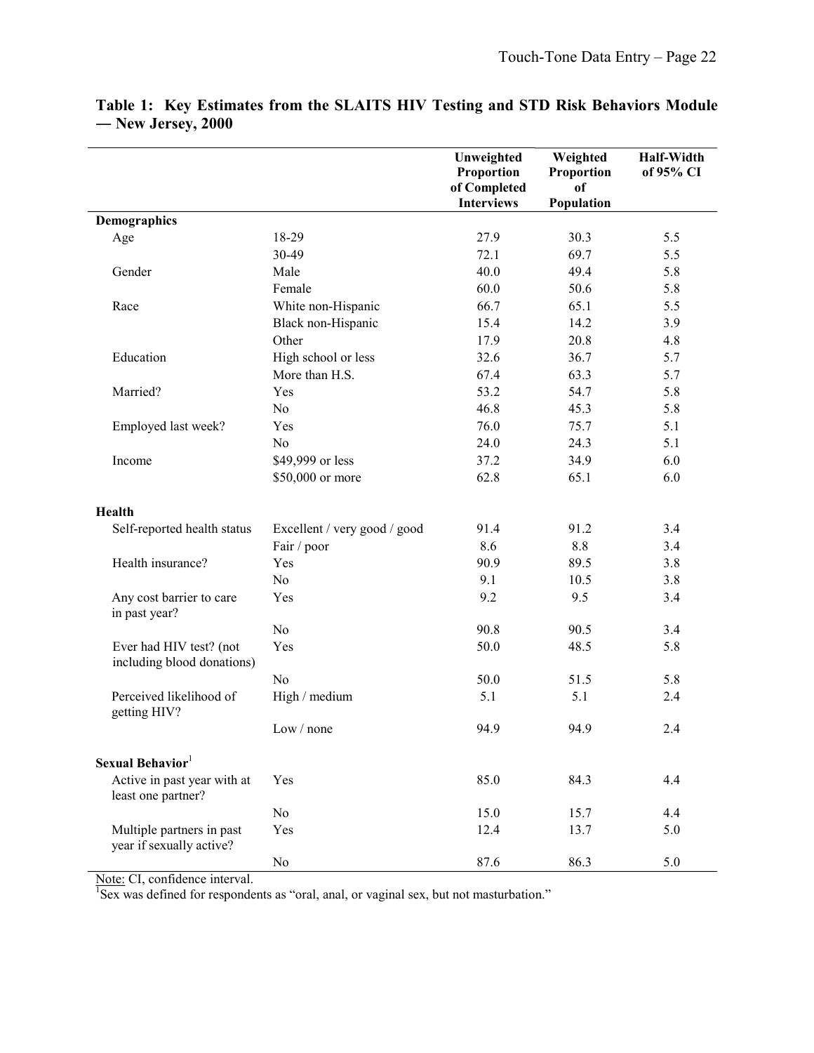**Table 1: Key Estimates from the SLAITS HIV Testing and STD Risk Behaviors Module — New Jersey, 2000**

| | | Unweighted Proportion of Completed Interviews | Weighted Proportion of Population | Half-Width of 95% CI |
|---|---|---|---|---|
| **Demographics** | | | | |
| Age | 18-29 | 27.9 | 30.3 | 5.5 |
| | 30-49 | 72.1 | 69.7 | 5.5 |
| Gender | Male | 40.0 | 49.4 | 5.8 |
| | Female | 60.0 | 50.6 | 5.8 |
| Race | White non-Hispanic | 66.7 | 65.1 | 5.5 |
| | Black non-Hispanic | 15.4 | 14.2 | 3.9 |
| | Other | 17.9 | 20.8 | 4.8 |
| Education | High school or less | 32.6 | 36.7 | 5.7 |
| | More than H.S. | 67.4 | 63.3 | 5.7 |
| Married? | Yes | 53.2 | 54.7 | 5.8 |
| | No | 46.8 | 45.3 | 5.8 |
| Employed last week? | Yes | 76.0 | 75.7 | 5.1 |
| | No | 24.0 | 24.3 | 5.1 |
| Income | $49,999 or less | 37.2 | 34.9 | 6.0 |
| | $50,000 or more | 62.8 | 65.1 | 6.0 |
| **Health** | | | | |
| Self-reported health status | Excellent / very good / good | 91.4 | 91.2 | 3.4 |
| | Fair / poor | 8.6 | 8.8 | 3.4 |
| Health insurance? | Yes | 90.9 | 89.5 | 3.8 |
| | No | 9.1 | 10.5 | 3.8 |
| Any cost barrier to care in past year? | Yes | 9.2 | 9.5 | 3.4 |
| | No | 90.8 | 90.5 | 3.4 |
| Ever had HIV test? (not including blood donations) | Yes | 50.0 | 48.5 | 5.8 |
| | No | 50.0 | 51.5 | 5.8 |
| Perceived likelihood of getting HIV? | High / medium | 5.1 | 5.1 | 2.4 |
| | Low / none | 94.9 | 94.9 | 2.4 |
| **Sexual Behavior**[1] | | | | |
| Active in past year with at least one partner? | Yes | 85.0 | 84.3 | 4.4 |
| | No | 15.0 | 15.7 | 4.4 |
| Multiple partners in past year if sexually active? | Yes | 12.4 | 13.7 | 5.0 |
| | No | 87.6 | 86.3 | 5.0 |

Note: CI, confidence interval.

[1]Sex was defined for respondents as "oral, anal, or vaginal sex, but not masturbation."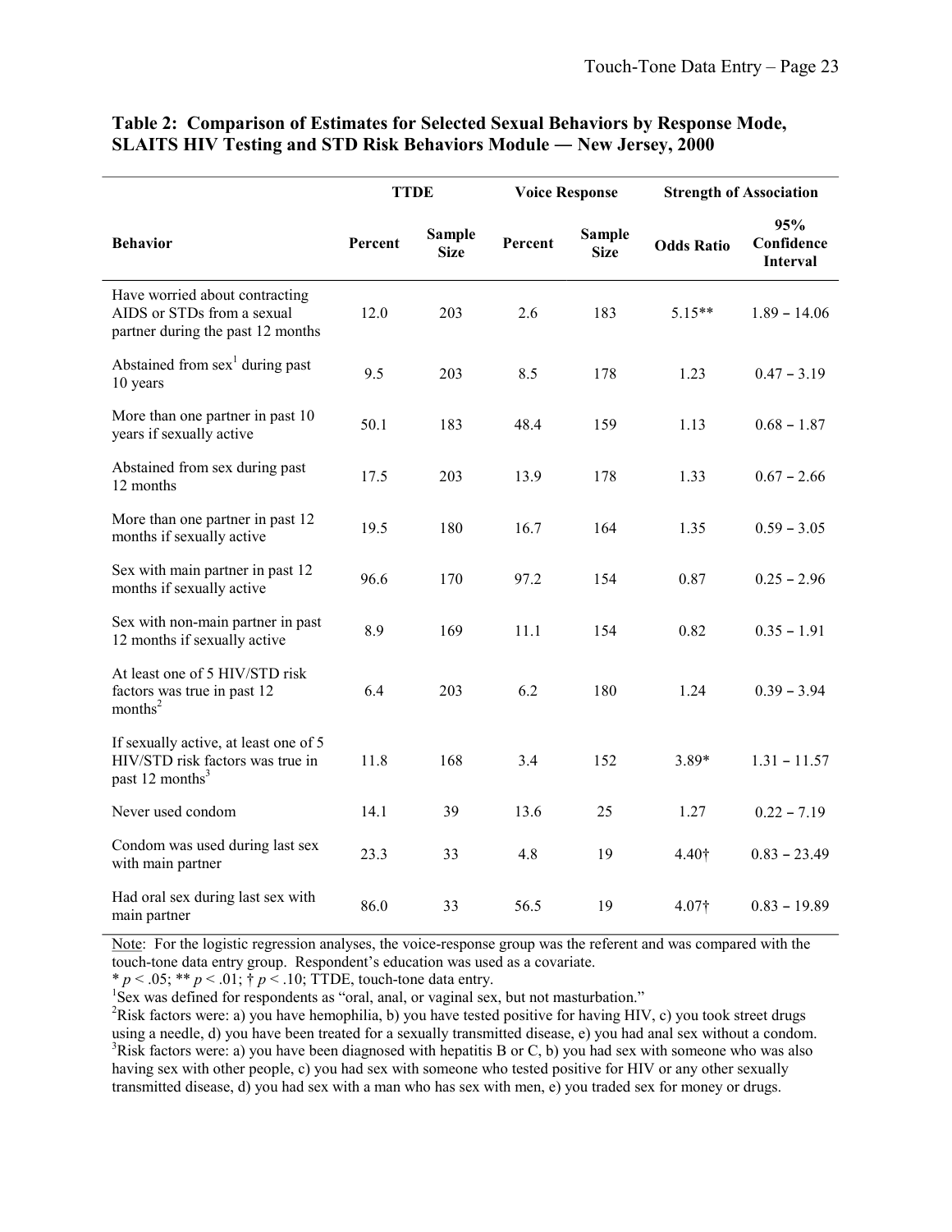**Table 2: Comparison of Estimates for Selected Sexual Behaviors by Response Mode, SLAITS HIV Testing and STD Risk Behaviors Module — New Jersey, 2000**

| | TTDE | | Voice Response | | Strength of Association | |
|---|---|---|---|---|---|---|
| **Behavior** | **Percent** | **Sample Size** | **Percent** | **Sample Size** | **Odds Ratio** | **95% Confidence Interval** |
| Have worried about contracting AIDS or STDs from a sexual partner during the past 12 months | 12.0 | 203 | 2.6 | 183 | 5.15** | 1.89 – 14.06 |
| Abstained from sex[1] during past 10 years | 9.5 | 203 | 8.5 | 178 | 1.23 | 0.47 – 3.19 |
| More than one partner in past 10 years if sexually active | 50.1 | 183 | 48.4 | 159 | 1.13 | 0.68 – 1.87 |
| Abstained from sex during past 12 months | 17.5 | 203 | 13.9 | 178 | 1.33 | 0.67 – 2.66 |
| More than one partner in past 12 months if sexually active | 19.5 | 180 | 16.7 | 164 | 1.35 | 0.59 – 3.05 |
| Sex with main partner in past 12 months if sexually active | 96.6 | 170 | 97.2 | 154 | 0.87 | 0.25 – 2.96 |
| Sex with non-main partner in past 12 months if sexually active | 8.9 | 169 | 11.1 | 154 | 0.82 | 0.35 – 1.91 |
| At least one of 5 HIV/STD risk factors was true in past 12 months[2] | 6.4 | 203 | 6.2 | 180 | 1.24 | 0.39 – 3.94 |
| If sexually active, at least one of 5 HIV/STD risk factors was true in past 12 months[3] | 11.8 | 168 | 3.4 | 152 | 3.89* | 1.31 – 11.57 |
| Never used condom | 14.1 | 39 | 13.6 | 25 | 1.27 | 0.22 – 7.19 |
| Condom was used during last sex with main partner | 23.3 | 33 | 4.8 | 19 | 4.40† | 0.83 – 23.49 |
| Had oral sex during last sex with main partner | 86.0 | 33 | 56.5 | 19 | 4.07† | 0.83 – 19.89 |

Note: For the logistic regression analyses, the voice-response group was the referent and was compared with the touch-tone data entry group. Respondent's education was used as a covariate.

* $p < .05$; ** $p < .01$; † $p < .10$; TTDE, touch-tone data entry.

[1]Sex was defined for respondents as "oral, anal, or vaginal sex, but not masturbation."

[2]Risk factors were: a) you have hemophilia, b) you have tested positive for having HIV, c) you took street drugs using a needle, d) you have been treated for a sexually transmitted disease, e) you had anal sex without a condom.

[3]Risk factors were: a) you have been diagnosed with hepatitis B or C, b) you had sex with someone who was also having sex with other people, c) you had sex with someone who tested positive for HIV or any other sexually transmitted disease, d) you had sex with a man who has sex with men, e) you traded sex for money or drugs.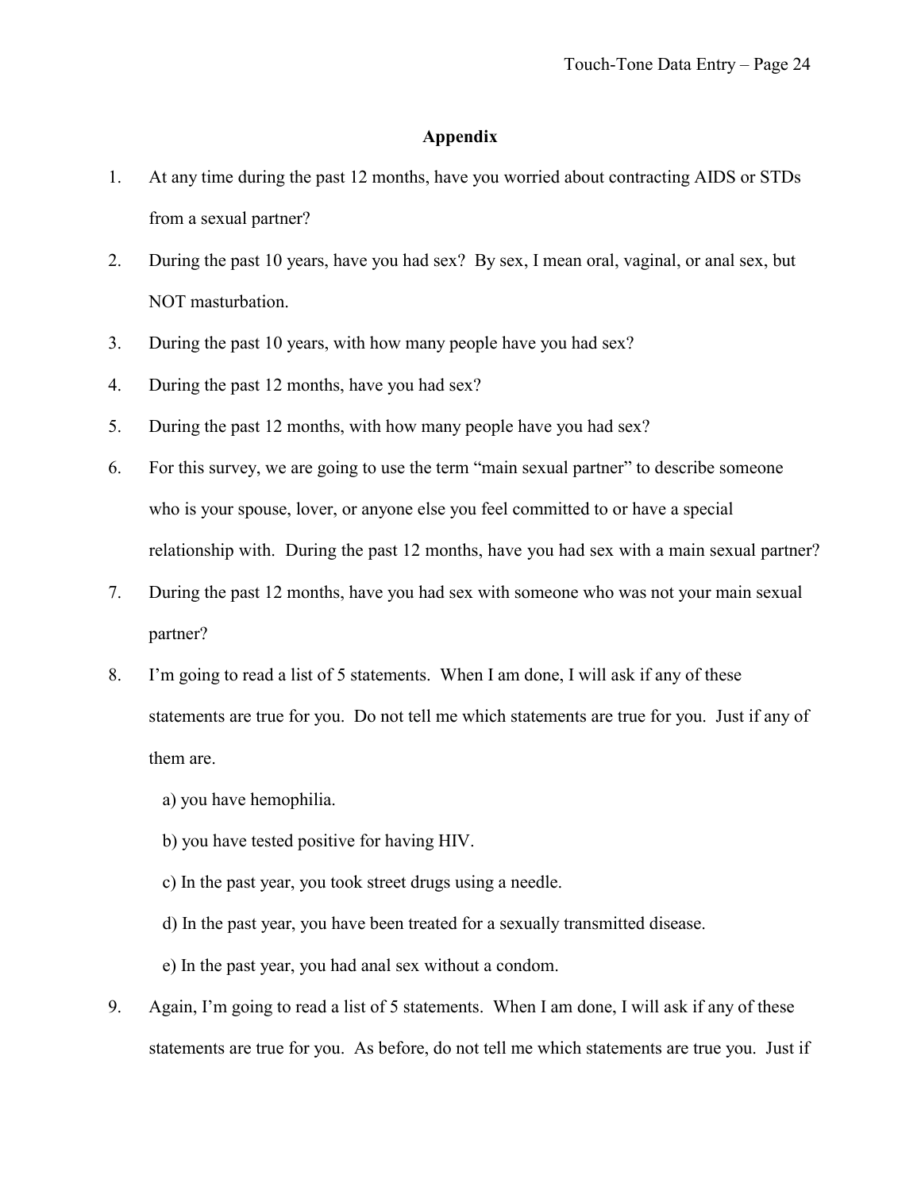## Appendix

1. At any time during the past 12 months, have you worried about contracting AIDS or STDs from a sexual partner?

2. During the past 10 years, have you had sex? By sex, I mean oral, vaginal, or anal sex, but NOT masturbation.

3. During the past 10 years, with how many people have you had sex?

4. During the past 12 months, have you had sex?

5. During the past 12 months, with how many people have you had sex?

6. For this survey, we are going to use the term "main sexual partner" to describe someone who is your spouse, lover, or anyone else you feel committed to or have a special relationship with. During the past 12 months, have you had sex with a main sexual partner?

7. During the past 12 months, have you had sex with someone who was not your main sexual partner?

8. I'm going to read a list of 5 statements. When I am done, I will ask if any of these statements are true for you. Do not tell me which statements are true for you. Just if any of them are.

   a) you have hemophilia.

   b) you have tested positive for having HIV.

   c) In the past year, you took street drugs using a needle.

   d) In the past year, you have been treated for a sexually transmitted disease.

   e) In the past year, you had anal sex without a condom.

9. Again, I'm going to read a list of 5 statements. When I am done, I will ask if any of these statements are true for you. As before, do not tell me which statements are true you. Just if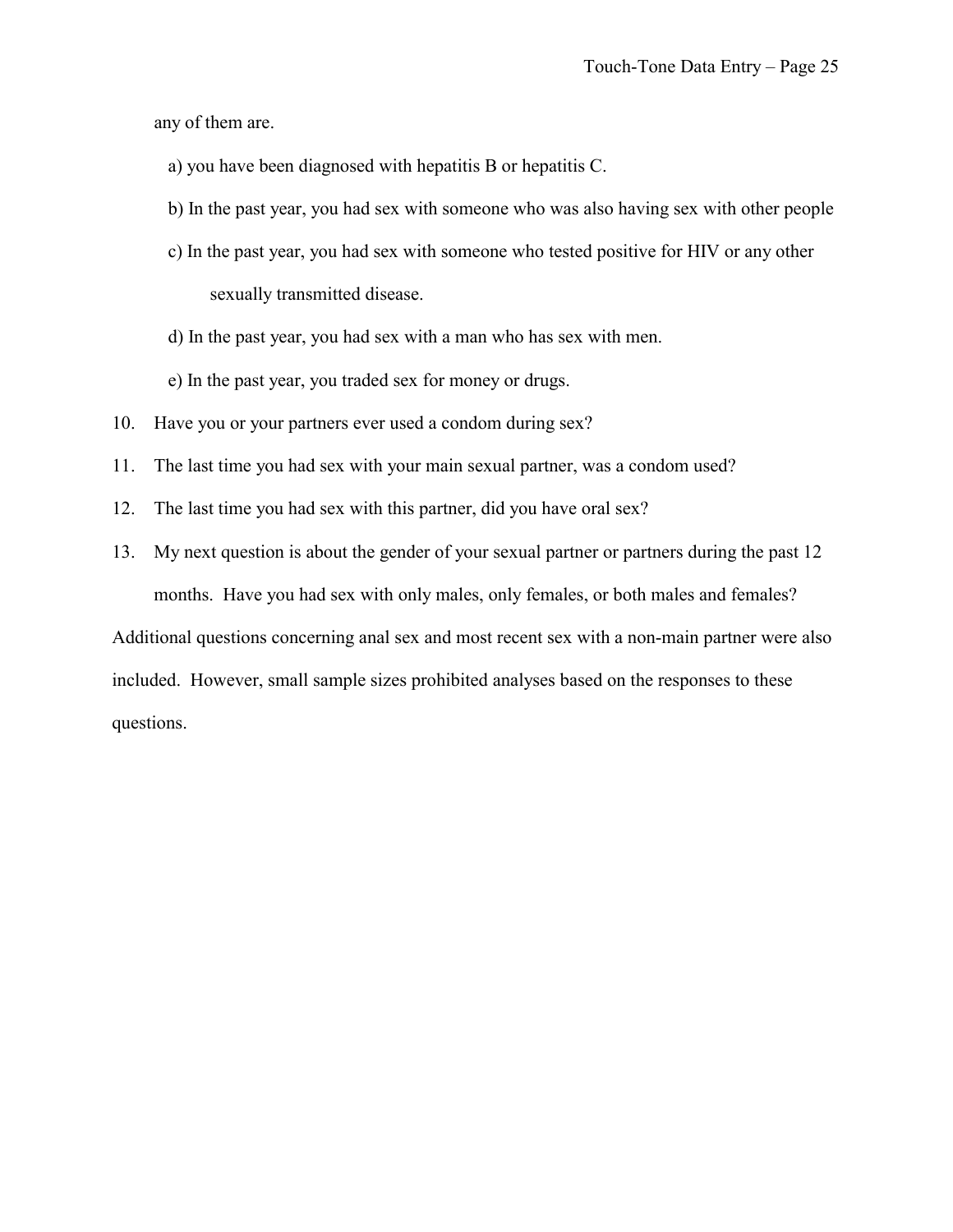any of them are.

a) you have been diagnosed with hepatitis B or hepatitis C.

b) In the past year, you had sex with someone who was also having sex with other people

c) In the past year, you had sex with someone who tested positive for HIV or any other sexually transmitted disease.

d) In the past year, you had sex with a man who has sex with men.

e) In the past year, you traded sex for money or drugs.

10. Have you or your partners ever used a condom during sex?

11. The last time you had sex with your main sexual partner, was a condom used?

12. The last time you had sex with this partner, did you have oral sex?

13. My next question is about the gender of your sexual partner or partners during the past 12 months. Have you had sex with only males, only females, or both males and females?

Additional questions concerning anal sex and most recent sex with a non-main partner were also included. However, small sample sizes prohibited analyses based on the responses to these questions.